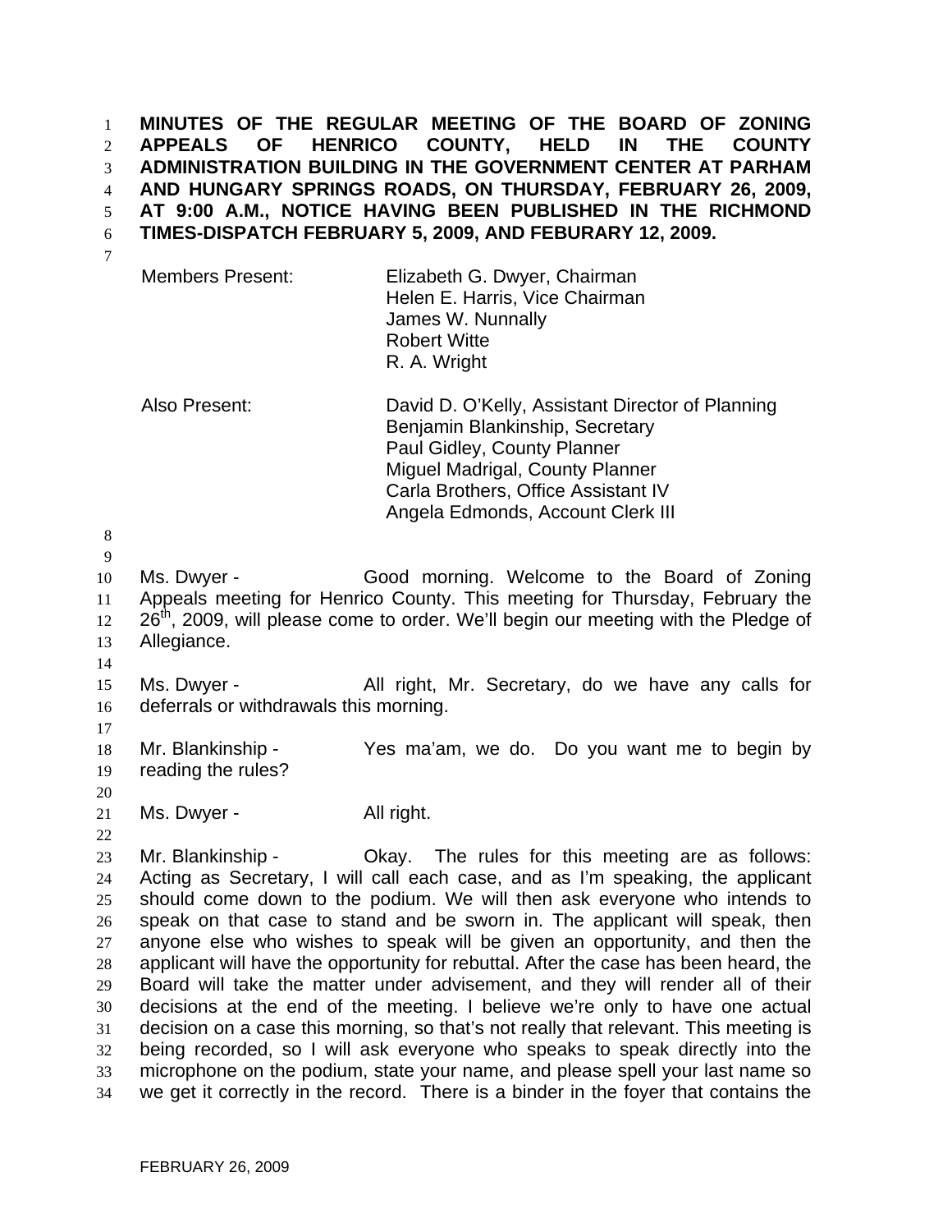**MINUTES OF THE REGULAR MEETING OF THE BOARD OF ZONING APPEALS OF HENRICO COUNTY, HELD IN THE COUNTY ADMINISTRATION BUILDING IN THE GOVERNMENT CENTER AT PARHAM AND HUNGARY SPRINGS ROADS, ON THURSDAY, FEBRUARY 26, 2009, AT 9:00 A.M., NOTICE HAVING BEEN PUBLISHED IN THE RICHMOND TIMES-DISPATCH FEBRUARY 5, 2009, AND FEBURARY 12, 2009.**

| | |
|---|---|
| Members Present: | Elizabeth G. Dwyer, Chairman<br>Helen E. Harris, Vice Chairman<br>James W. Nunnally<br>Robert Witte<br>R. A. Wright |
| Also Present: | David D. O'Kelly, Assistant Director of Planning<br>Benjamin Blankinship, Secretary<br>Paul Gidley, County Planner<br>Miguel Madrigal, County Planner<br>Carla Brothers, Office Assistant IV<br>Angela Edmonds, Account Clerk III |

Ms. Dwyer - Good morning. Welcome to the Board of Zoning Appeals meeting for Henrico County. This meeting for Thursday, February the 26th, 2009, will please come to order. We'll begin our meeting with the Pledge of Allegiance.

Ms. Dwyer - All right, Mr. Secretary, do we have any calls for deferrals or withdrawals this morning.

Mr. Blankinship - Yes ma'am, we do. Do you want me to begin by reading the rules?

Ms. Dwyer - All right.

Mr. Blankinship - Okay. The rules for this meeting are as follows: Acting as Secretary, I will call each case, and as I'm speaking, the applicant should come down to the podium. We will then ask everyone who intends to speak on that case to stand and be sworn in. The applicant will speak, then anyone else who wishes to speak will be given an opportunity, and then the applicant will have the opportunity for rebuttal. After the case has been heard, the Board will take the matter under advisement, and they will render all of their decisions at the end of the meeting. I believe we're only to have one actual decision on a case this morning, so that's not really that relevant. This meeting is being recorded, so I will ask everyone who speaks to speak directly into the microphone on the podium, state your name, and please spell your last name so we get it correctly in the record. There is a binder in the foyer that contains the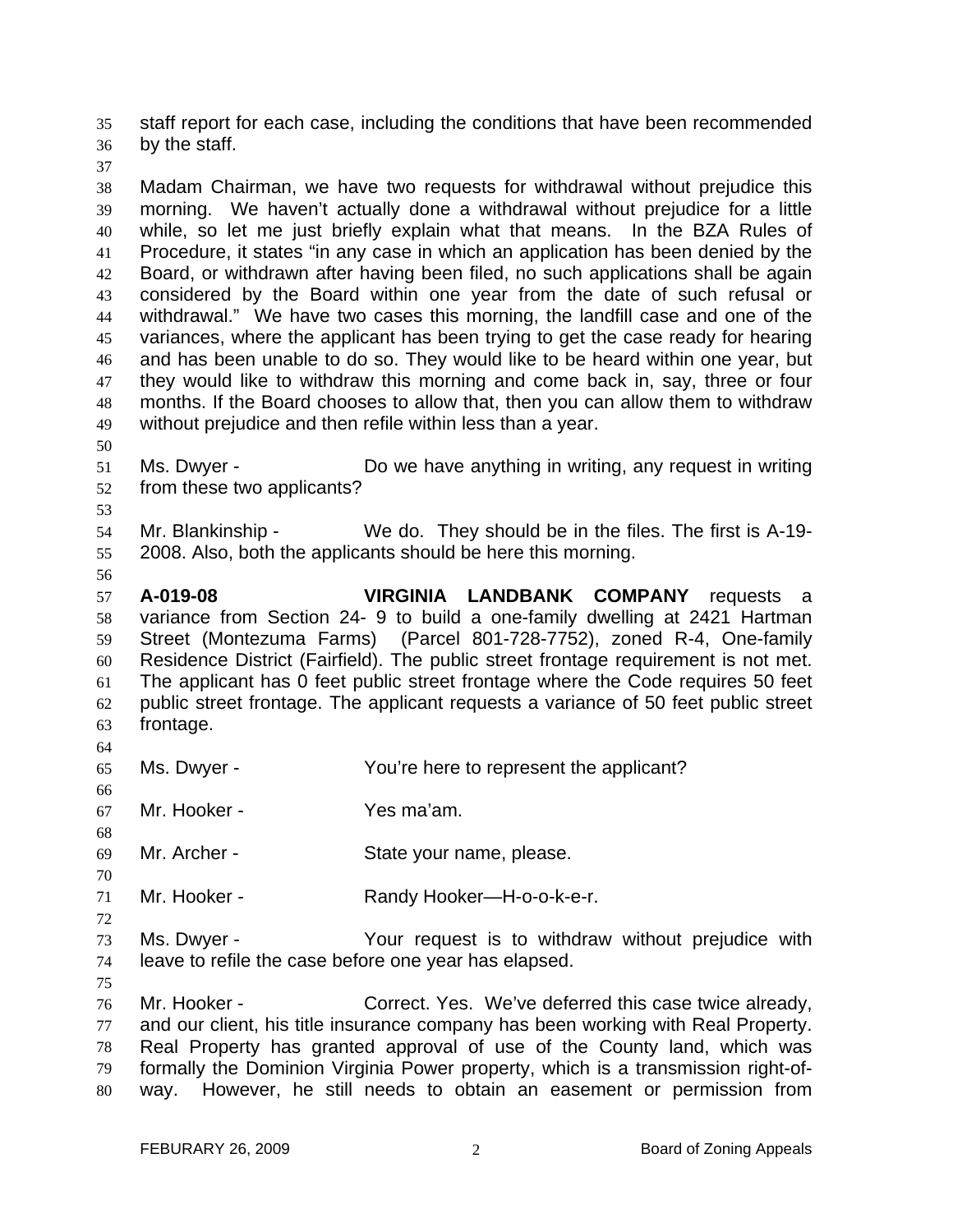staff report for each case, including the conditions that have been recommended by the staff.

Madam Chairman, we have two requests for withdrawal without prejudice this morning. We haven't actually done a withdrawal without prejudice for a little while, so let me just briefly explain what that means. In the BZA Rules of Procedure, it states "in any case in which an application has been denied by the Board, or withdrawn after having been filed, no such applications shall be again considered by the Board within one year from the date of such refusal or withdrawal." We have two cases this morning, the landfill case and one of the variances, where the applicant has been trying to get the case ready for hearing and has been unable to do so. They would like to be heard within one year, but they would like to withdraw this morning and come back in, say, three or four months. If the Board chooses to allow that, then you can allow them to withdraw without prejudice and then refile within less than a year.

Ms. Dwyer - Do we have anything in writing, any request in writing from these two applicants?

Mr. Blankinship - We do. They should be in the files. The first is A-19-2008. Also, both the applicants should be here this morning.

**A-019-08** **VIRGINIA LANDBANK COMPANY** requests a variance from Section 24- 9 to build a one-family dwelling at 2421 Hartman Street (Montezuma Farms) (Parcel 801-728-7752), zoned R-4, One-family Residence District (Fairfield). The public street frontage requirement is not met. The applicant has 0 feet public street frontage where the Code requires 50 feet public street frontage. The applicant requests a variance of 50 feet public street frontage.

Ms. Dwyer - You're here to represent the applicant?

Mr. Hooker - Yes ma'am.

Mr. Archer - State your name, please.

Mr. Hooker - Randy Hooker—H-o-o-k-e-r.

Ms. Dwyer - Your request is to withdraw without prejudice with leave to refile the case before one year has elapsed.

Mr. Hooker - Correct. Yes. We've deferred this case twice already, and our client, his title insurance company has been working with Real Property. Real Property has granted approval of use of the County land, which was formally the Dominion Virginia Power property, which is a transmission right-of-way. However, he still needs to obtain an easement or permission from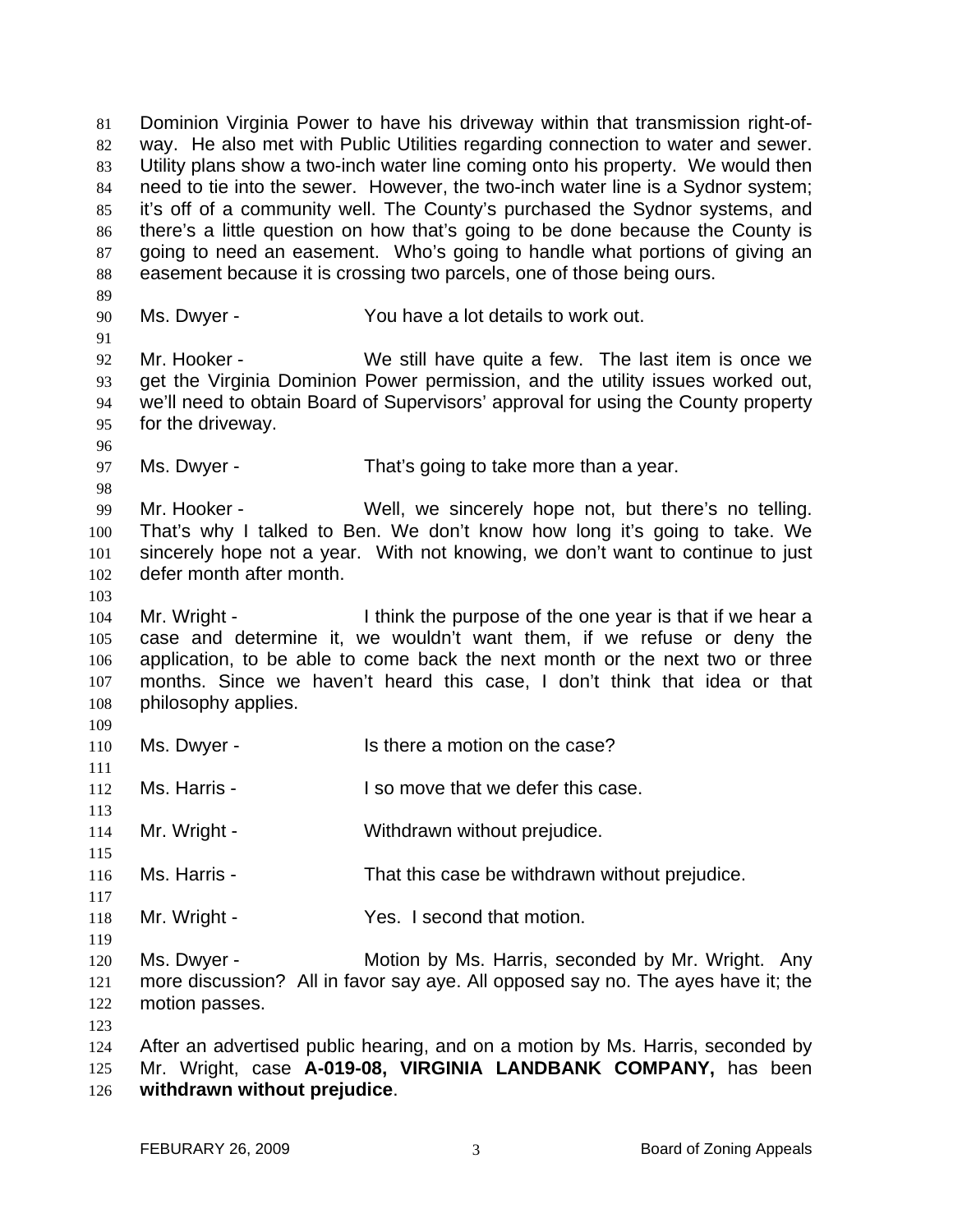Dominion Virginia Power to have his driveway within that transmission right-of-way. He also met with Public Utilities regarding connection to water and sewer. Utility plans show a two-inch water line coming onto his property. We would then need to tie into the sewer. However, the two-inch water line is a Sydnor system; it's off of a community well. The County's purchased the Sydnor systems, and there's a little question on how that's going to be done because the County is going to need an easement. Who's going to handle what portions of giving an easement because it is crossing two parcels, one of those being ours.

Ms. Dwyer - You have a lot details to work out.

Mr. Hooker - We still have quite a few. The last item is once we get the Virginia Dominion Power permission, and the utility issues worked out, we'll need to obtain Board of Supervisors' approval for using the County property for the driveway.

Ms. Dwyer - That's going to take more than a year.

Mr. Hooker - Well, we sincerely hope not, but there's no telling. That's why I talked to Ben. We don't know how long it's going to take. We sincerely hope not a year. With not knowing, we don't want to continue to just defer month after month.

Mr. Wright - I think the purpose of the one year is that if we hear a case and determine it, we wouldn't want them, if we refuse or deny the application, to be able to come back the next month or the next two or three months. Since we haven't heard this case, I don't think that idea or that philosophy applies.

Ms. Dwyer - Is there a motion on the case?

Ms. Harris - I so move that we defer this case.

Mr. Wright - Withdrawn without prejudice.

Ms. Harris - That this case be withdrawn without prejudice.

Mr. Wright - Yes. I second that motion.

Ms. Dwyer - Motion by Ms. Harris, seconded by Mr. Wright. Any more discussion? All in favor say aye. All opposed say no. The ayes have it; the motion passes.

After an advertised public hearing, and on a motion by Ms. Harris, seconded by Mr. Wright, case **A-019-08, VIRGINIA LANDBANK COMPANY,** has been **withdrawn without prejudice**.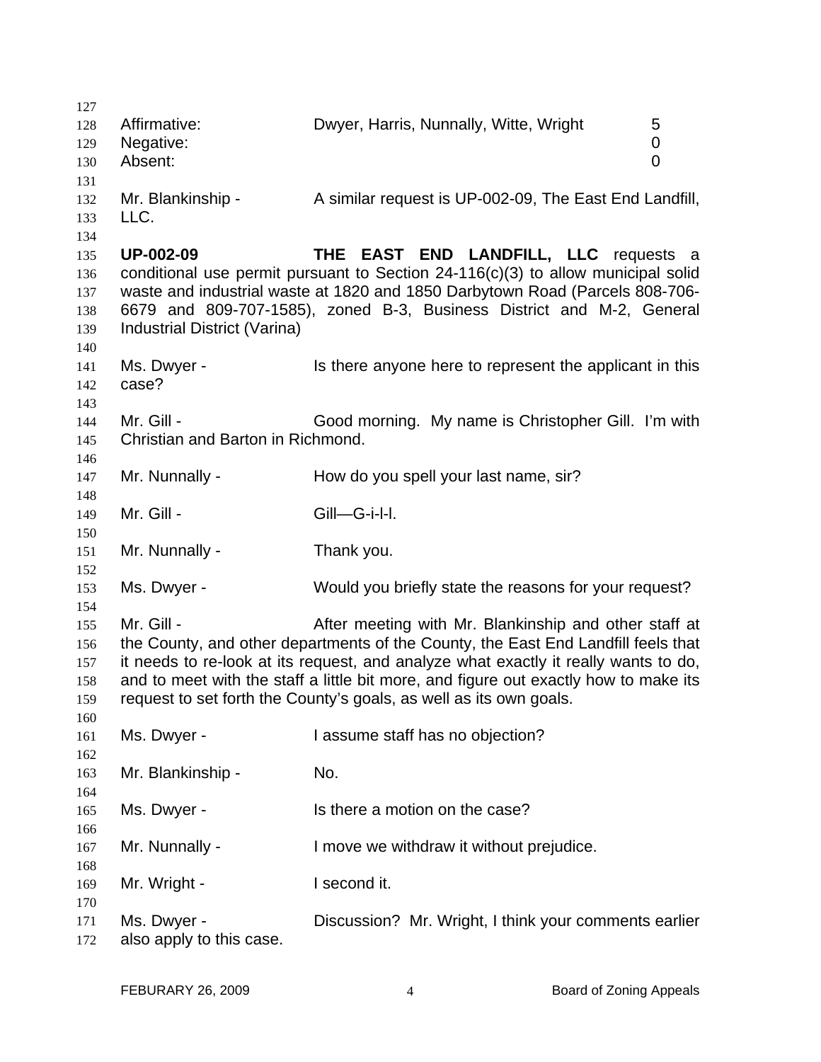| | | |
|---|---|---|
| Affirmative: | Dwyer, Harris, Nunnally, Witte, Wright | 5 |
| Negative: | | 0 |
| Absent: | | 0 |

Mr. Blankinship - A similar request is UP-002-09, The East End Landfill, LLC.

**UP-002-09** **THE EAST END LANDFILL, LLC** requests a conditional use permit pursuant to Section 24-116(c)(3) to allow municipal solid waste and industrial waste at 1820 and 1850 Darbytown Road (Parcels 808-706-6679 and 809-707-1585), zoned B-3, Business District and M-2, General Industrial District (Varina)

Ms. Dwyer - Is there anyone here to represent the applicant in this case?

Mr. Gill - Good morning. My name is Christopher Gill. I'm with Christian and Barton in Richmond.

Mr. Nunnally - How do you spell your last name, sir?

Mr. Gill - Gill—G-i-l-l.

Mr. Nunnally - Thank you.

Ms. Dwyer - Would you briefly state the reasons for your request?

Mr. Gill - After meeting with Mr. Blankinship and other staff at the County, and other departments of the County, the East End Landfill feels that it needs to re-look at its request, and analyze what exactly it really wants to do, and to meet with the staff a little bit more, and figure out exactly how to make its request to set forth the County's goals, as well as its own goals.

Ms. Dwyer - I assume staff has no objection?

Mr. Blankinship - No.

Ms. Dwyer - Is there a motion on the case?

Mr. Nunnally - I move we withdraw it without prejudice.

Mr. Wright - I second it.

Ms. Dwyer - Discussion? Mr. Wright, I think your comments earlier also apply to this case.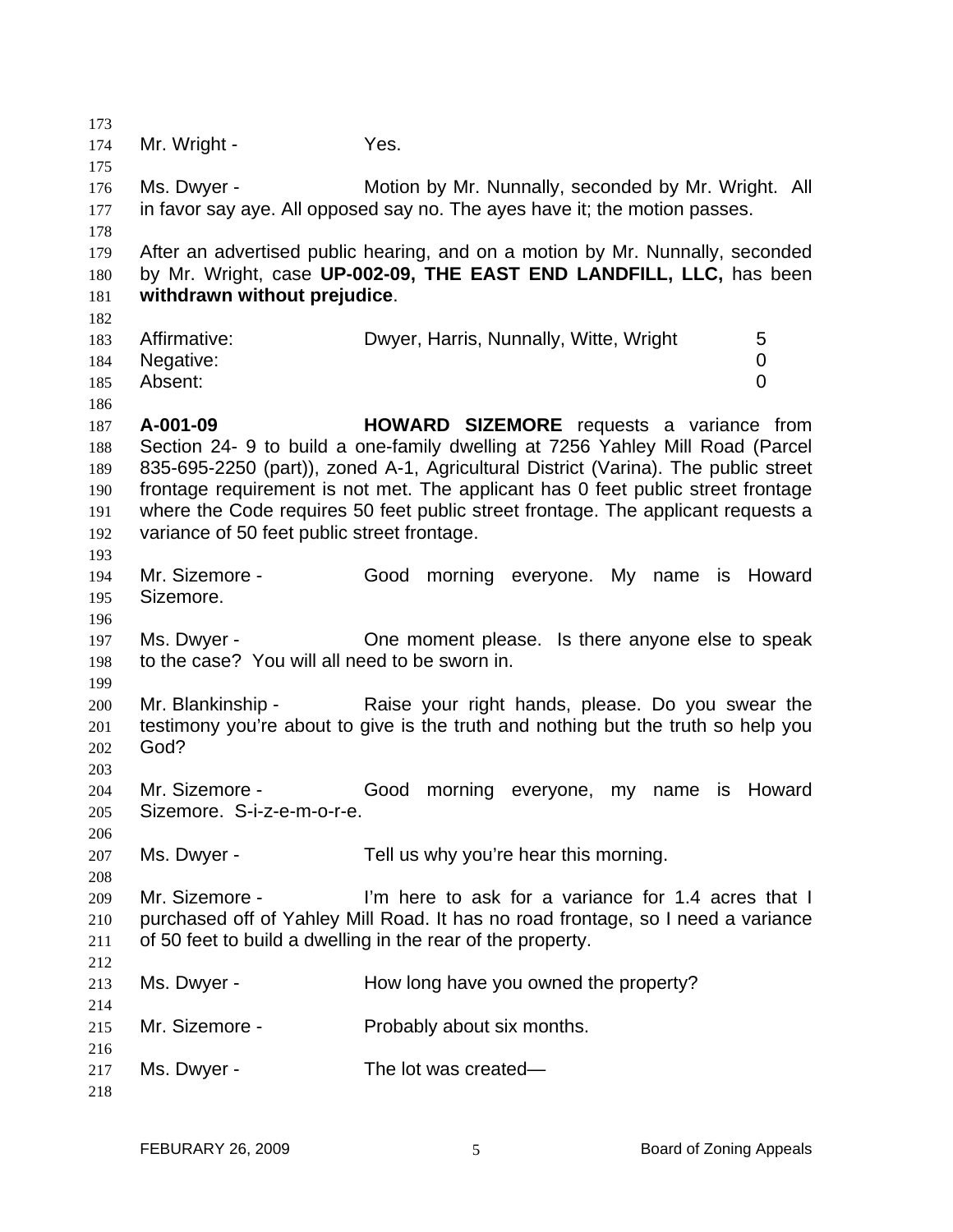Mr. Wright - Yes.

Ms. Dwyer - Motion by Mr. Nunnally, seconded by Mr. Wright. All in favor say aye. All opposed say no. The ayes have it; the motion passes.

After an advertised public hearing, and on a motion by Mr. Nunnally, seconded by Mr. Wright, case **UP-002-09, THE EAST END LANDFILL, LLC,** has been **withdrawn without prejudice**.

| | | |
|---|---|---|
| Affirmative: | Dwyer, Harris, Nunnally, Witte, Wright | 5 |
| Negative: | | 0 |
| Absent: | | 0 |

**A-001-09** **HOWARD SIZEMORE** requests a variance from Section 24- 9 to build a one-family dwelling at 7256 Yahley Mill Road (Parcel 835-695-2250 (part)), zoned A-1, Agricultural District (Varina). The public street frontage requirement is not met. The applicant has 0 feet public street frontage where the Code requires 50 feet public street frontage. The applicant requests a variance of 50 feet public street frontage.

Mr. Sizemore - Good morning everyone. My name is Howard Sizemore.

Ms. Dwyer - One moment please. Is there anyone else to speak to the case? You will all need to be sworn in.

Mr. Blankinship - Raise your right hands, please. Do you swear the testimony you're about to give is the truth and nothing but the truth so help you God?

Mr. Sizemore - Good morning everyone, my name is Howard Sizemore. S-i-z-e-m-o-r-e.

Ms. Dwyer - Tell us why you're hear this morning.

Mr. Sizemore - I'm here to ask for a variance for 1.4 acres that I purchased off of Yahley Mill Road. It has no road frontage, so I need a variance of 50 feet to build a dwelling in the rear of the property.

Ms. Dwyer - How long have you owned the property?

Mr. Sizemore - Probably about six months.

Ms. Dwyer - The lot was created—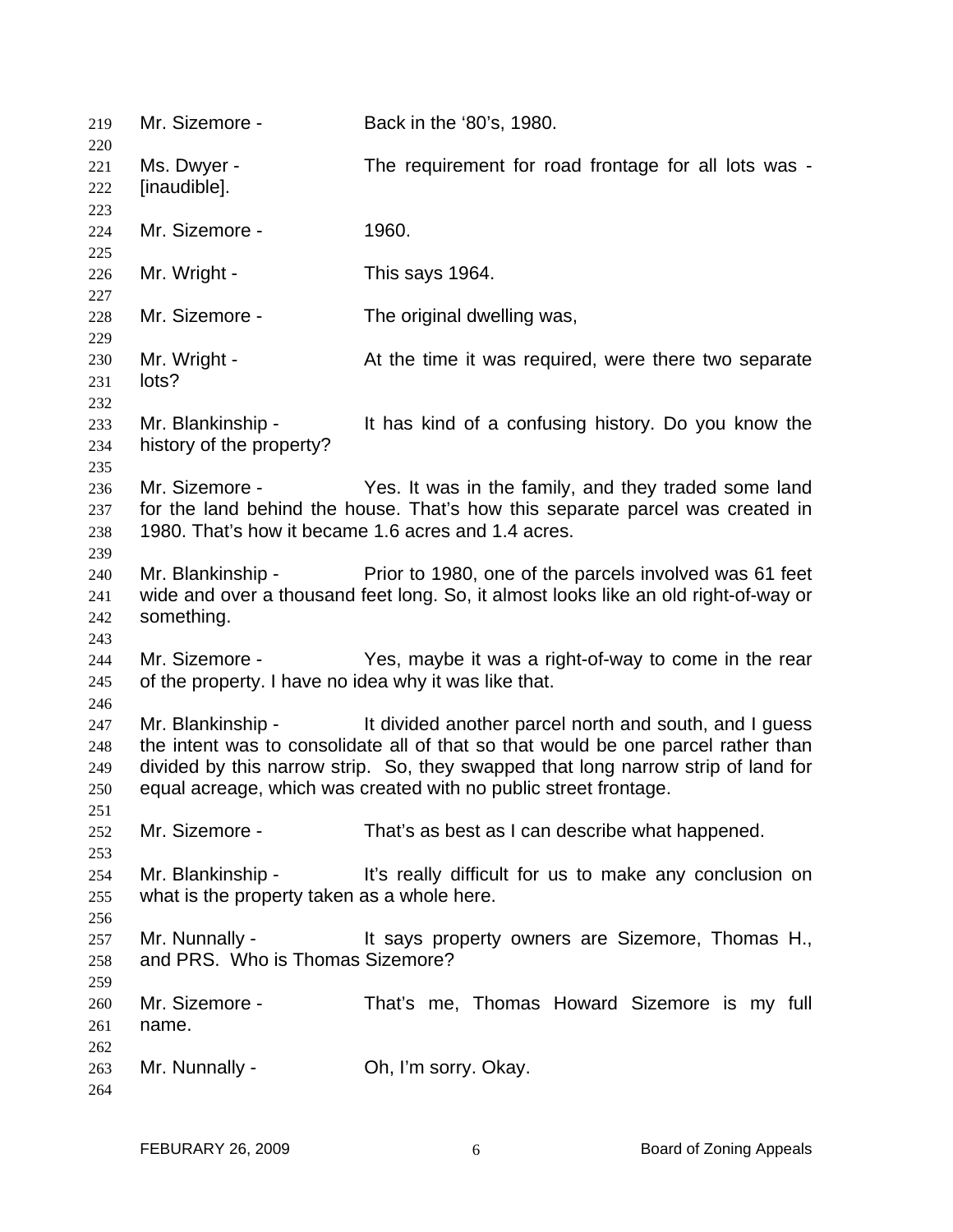Mr. Sizemore - Back in the '80's, 1980.

Ms. Dwyer - The requirement for road frontage for all lots was - [inaudible].

Mr. Sizemore - 1960.

Mr. Wright - This says 1964.

Mr. Sizemore - The original dwelling was,

Mr. Wright - At the time it was required, were there two separate lots?

Mr. Blankinship - It has kind of a confusing history. Do you know the history of the property?

Mr. Sizemore - Yes. It was in the family, and they traded some land for the land behind the house. That's how this separate parcel was created in 1980. That's how it became 1.6 acres and 1.4 acres.

Mr. Blankinship - Prior to 1980, one of the parcels involved was 61 feet wide and over a thousand feet long. So, it almost looks like an old right-of-way or something.

Mr. Sizemore - Yes, maybe it was a right-of-way to come in the rear of the property. I have no idea why it was like that.

Mr. Blankinship - It divided another parcel north and south, and I guess the intent was to consolidate all of that so that would be one parcel rather than divided by this narrow strip. So, they swapped that long narrow strip of land for equal acreage, which was created with no public street frontage.

Mr. Sizemore - That's as best as I can describe what happened.

Mr. Blankinship - It's really difficult for us to make any conclusion on what is the property taken as a whole here.

Mr. Nunnally - It says property owners are Sizemore, Thomas H., and PRS. Who is Thomas Sizemore?

Mr. Sizemore - That's me, Thomas Howard Sizemore is my full name.

Mr. Nunnally - Oh, I'm sorry. Okay.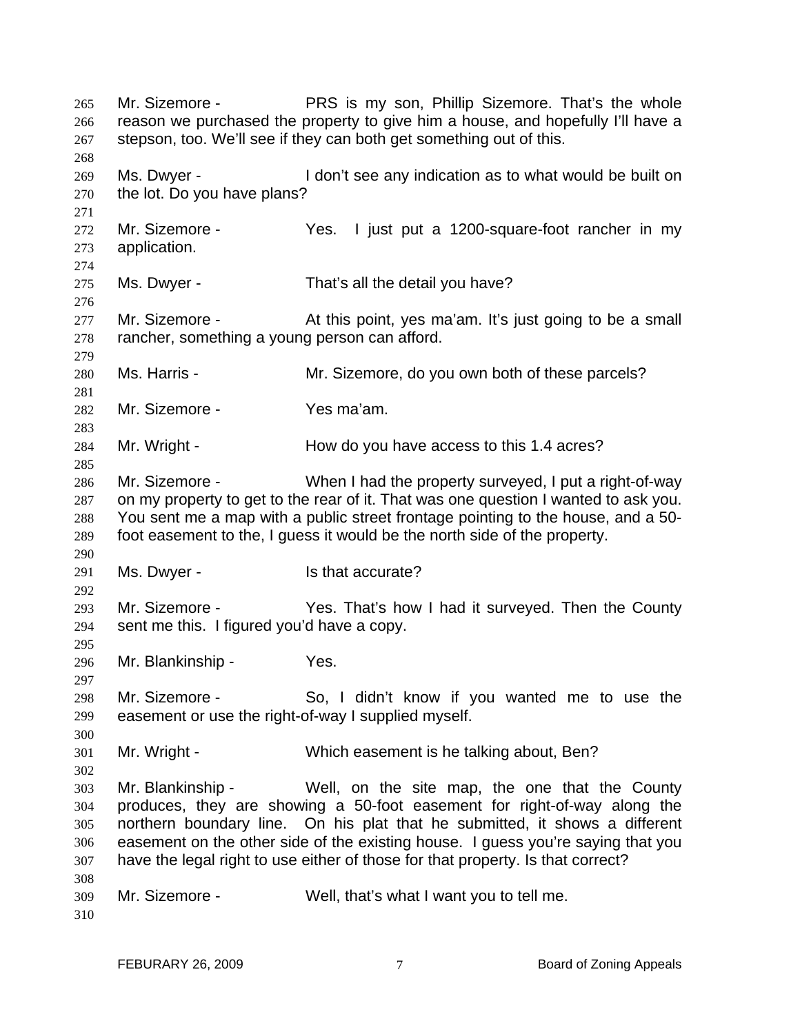Mr. Sizemore - PRS is my son, Phillip Sizemore. That's the whole reason we purchased the property to give him a house, and hopefully I'll have a stepson, too. We'll see if they can both get something out of this.

Ms. Dwyer - I don't see any indication as to what would be built on the lot. Do you have plans?

Mr. Sizemore - Yes. I just put a 1200-square-foot rancher in my application.

Ms. Dwyer - That's all the detail you have?

Mr. Sizemore - At this point, yes ma'am. It's just going to be a small rancher, something a young person can afford.

Ms. Harris - Mr. Sizemore, do you own both of these parcels?

Mr. Sizemore - Yes ma'am.

Mr. Wright - How do you have access to this 1.4 acres?

Mr. Sizemore - When I had the property surveyed, I put a right-of-way on my property to get to the rear of it. That was one question I wanted to ask you. You sent me a map with a public street frontage pointing to the house, and a 50-foot easement to the, I guess it would be the north side of the property.

Ms. Dwyer - Is that accurate?

Mr. Sizemore - Yes. That's how I had it surveyed. Then the County sent me this. I figured you'd have a copy.

Mr. Blankinship - Yes.

Mr. Sizemore - So, I didn't know if you wanted me to use the easement or use the right-of-way I supplied myself.

Mr. Wright - Which easement is he talking about, Ben?

Mr. Blankinship - Well, on the site map, the one that the County produces, they are showing a 50-foot easement for right-of-way along the northern boundary line. On his plat that he submitted, it shows a different easement on the other side of the existing house. I guess you're saying that you have the legal right to use either of those for that property. Is that correct?

Mr. Sizemore - Well, that's what I want you to tell me.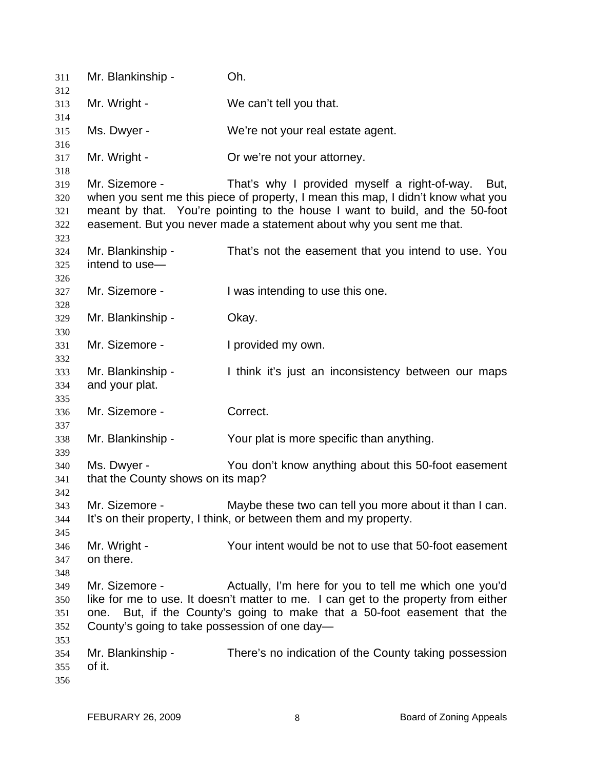Mr. Blankinship - Oh.

Mr. Wright - We can't tell you that.

Ms. Dwyer - We're not your real estate agent.

Mr. Wright - Or we're not your attorney.

Mr. Sizemore - That's why I provided myself a right-of-way. But, when you sent me this piece of property, I mean this map, I didn't know what you meant by that. You're pointing to the house I want to build, and the 50-foot easement. But you never made a statement about why you sent me that.

Mr. Blankinship - That's not the easement that you intend to use. You intend to use—

Mr. Sizemore - I was intending to use this one.

Mr. Blankinship - Okay.

Mr. Sizemore - I provided my own.

Mr. Blankinship - I think it's just an inconsistency between our maps and your plat.

Mr. Sizemore - Correct.

Mr. Blankinship - Your plat is more specific than anything.

Ms. Dwyer - You don't know anything about this 50-foot easement that the County shows on its map?

Mr. Sizemore - Maybe these two can tell you more about it than I can. It's on their property, I think, or between them and my property.

Mr. Wright - Your intent would be not to use that 50-foot easement on there.

Mr. Sizemore - Actually, I'm here for you to tell me which one you'd like for me to use. It doesn't matter to me. I can get to the property from either one. But, if the County's going to make that a 50-foot easement that the County's going to take possession of one day—

Mr. Blankinship - There's no indication of the County taking possession of it.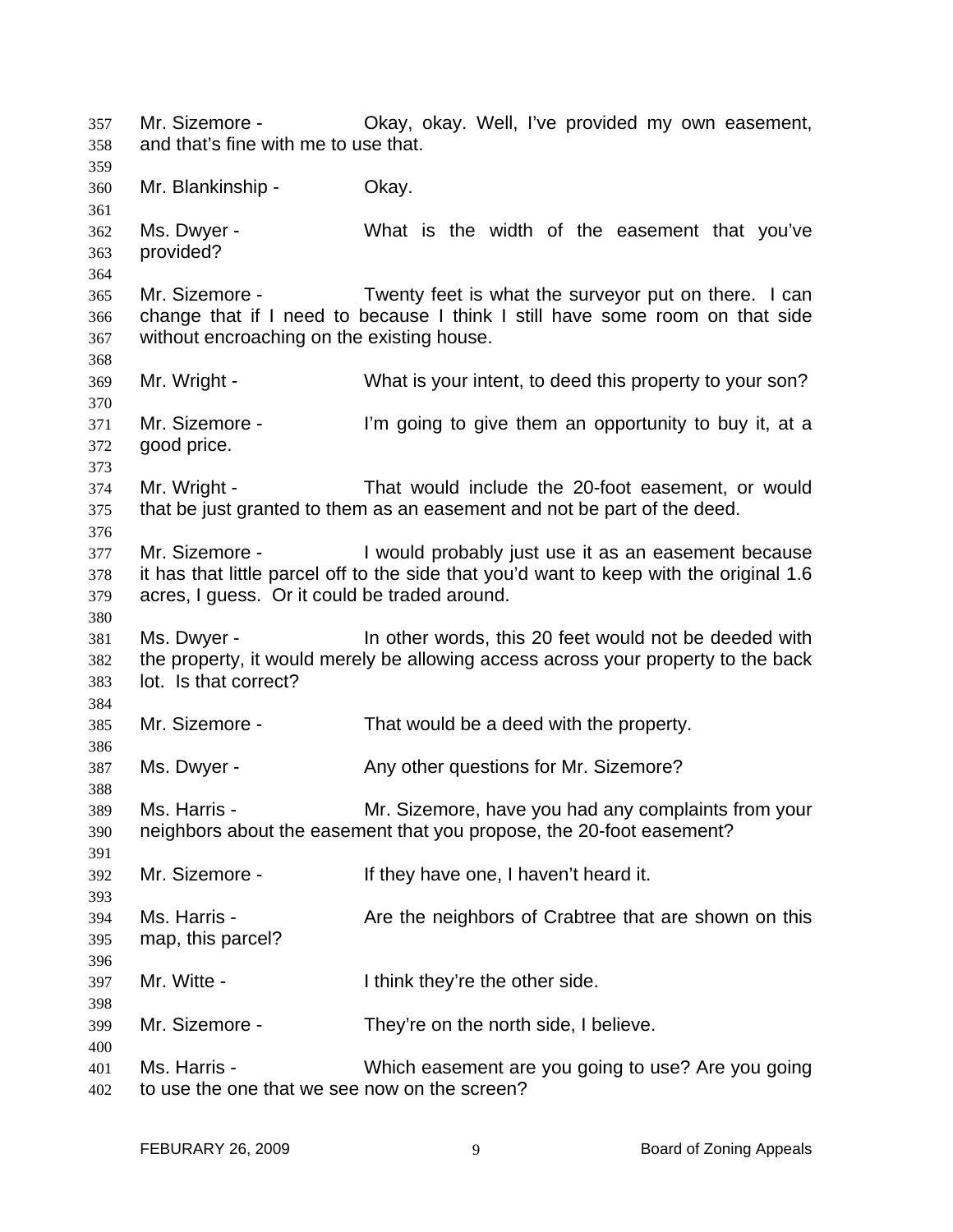Mr. Sizemore - Okay, okay. Well, I've provided my own easement, and that's fine with me to use that.

Mr. Blankinship - Okay.

Ms. Dwyer - What is the width of the easement that you've provided?

Mr. Sizemore - Twenty feet is what the surveyor put on there. I can change that if I need to because I think I still have some room on that side without encroaching on the existing house.

Mr. Wright - What is your intent, to deed this property to your son?

Mr. Sizemore - I'm going to give them an opportunity to buy it, at a good price.

Mr. Wright - That would include the 20-foot easement, or would that be just granted to them as an easement and not be part of the deed.

Mr. Sizemore - I would probably just use it as an easement because it has that little parcel off to the side that you'd want to keep with the original 1.6 acres, I guess. Or it could be traded around.

Ms. Dwyer - In other words, this 20 feet would not be deeded with the property, it would merely be allowing access across your property to the back lot. Is that correct?

Mr. Sizemore - That would be a deed with the property.

Ms. Dwyer - Any other questions for Mr. Sizemore?

Ms. Harris - Mr. Sizemore, have you had any complaints from your neighbors about the easement that you propose, the 20-foot easement?

Mr. Sizemore - If they have one, I haven't heard it.

Ms. Harris - Are the neighbors of Crabtree that are shown on this map, this parcel?

Mr. Witte - I think they're the other side.

Mr. Sizemore - They're on the north side, I believe.

Ms. Harris - Which easement are you going to use? Are you going to use the one that we see now on the screen?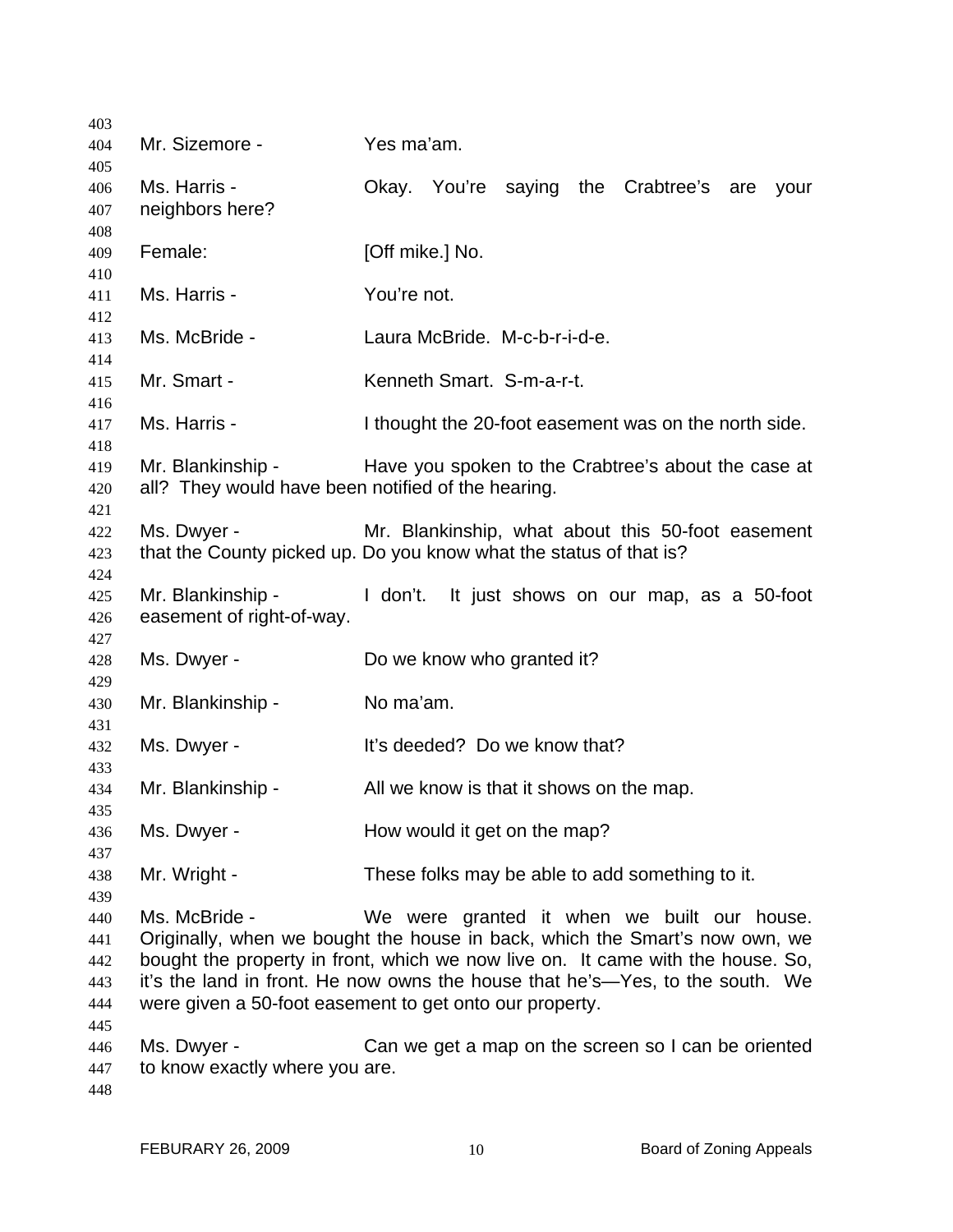Mr. Sizemore - Yes ma'am.

Ms. Harris - Okay. You're saying the Crabtree's are your neighbors here?

Female: [Off mike.] No.

Ms. Harris - You're not.

Ms. McBride - Laura McBride. M-c-b-r-i-d-e.

Mr. Smart - Kenneth Smart. S-m-a-r-t.

Ms. Harris - I thought the 20-foot easement was on the north side.

Mr. Blankinship - Have you spoken to the Crabtree's about the case at all? They would have been notified of the hearing.

Ms. Dwyer - Mr. Blankinship, what about this 50-foot easement that the County picked up. Do you know what the status of that is?

Mr. Blankinship - I don't. It just shows on our map, as a 50-foot easement of right-of-way.

Ms. Dwyer - Do we know who granted it?

Mr. Blankinship - No ma'am.

Ms. Dwyer - It's deeded? Do we know that?

Mr. Blankinship - All we know is that it shows on the map.

Ms. Dwyer - How would it get on the map?

Mr. Wright - These folks may be able to add something to it.

Ms. McBride - We were granted it when we built our house. Originally, when we bought the house in back, which the Smart's now own, we bought the property in front, which we now live on. It came with the house. So, it's the land in front. He now owns the house that he's—Yes, to the south. We were given a 50-foot easement to get onto our property.

Ms. Dwyer - Can we get a map on the screen so I can be oriented to know exactly where you are.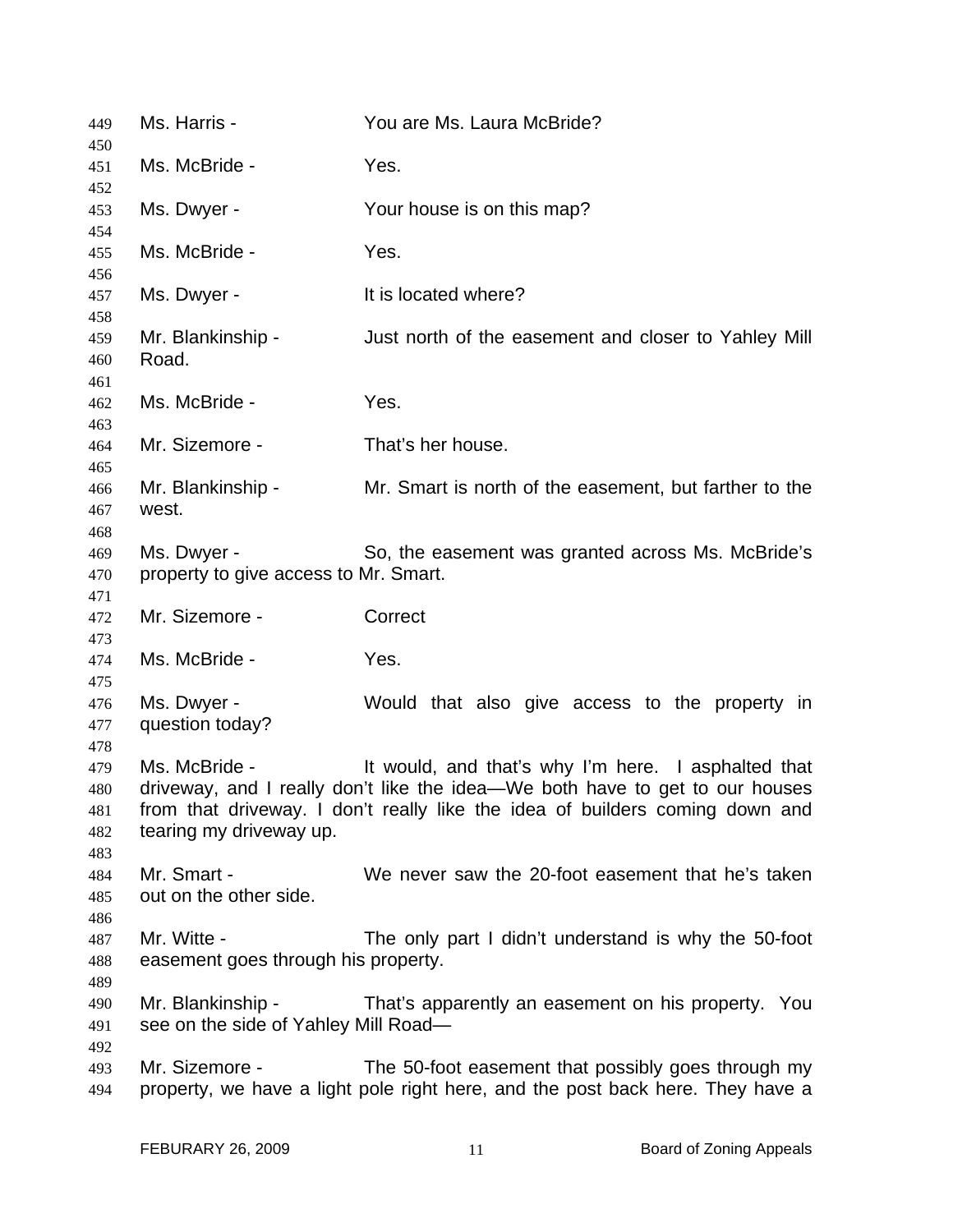Ms. Harris - You are Ms. Laura McBride?

Ms. McBride - Yes.

Ms. Dwyer - Your house is on this map?

Ms. McBride - Yes.

Ms. Dwyer - It is located where?

Mr. Blankinship - Just north of the easement and closer to Yahley Mill Road.

Ms. McBride - Yes.

Mr. Sizemore - That's her house.

Mr. Blankinship - Mr. Smart is north of the easement, but farther to the west.

Ms. Dwyer - So, the easement was granted across Ms. McBride's property to give access to Mr. Smart.

Mr. Sizemore - Correct

Ms. McBride - Yes.

Ms. Dwyer - Would that also give access to the property in question today?

Ms. McBride - It would, and that's why I'm here. I asphalted that driveway, and I really don't like the idea—We both have to get to our houses from that driveway. I don't really like the idea of builders coming down and tearing my driveway up.

Mr. Smart - We never saw the 20-foot easement that he's taken out on the other side.

Mr. Witte - The only part I didn't understand is why the 50-foot easement goes through his property.

Mr. Blankinship - That's apparently an easement on his property. You see on the side of Yahley Mill Road—

Mr. Sizemore - The 50-foot easement that possibly goes through my property, we have a light pole right here, and the post back here. They have a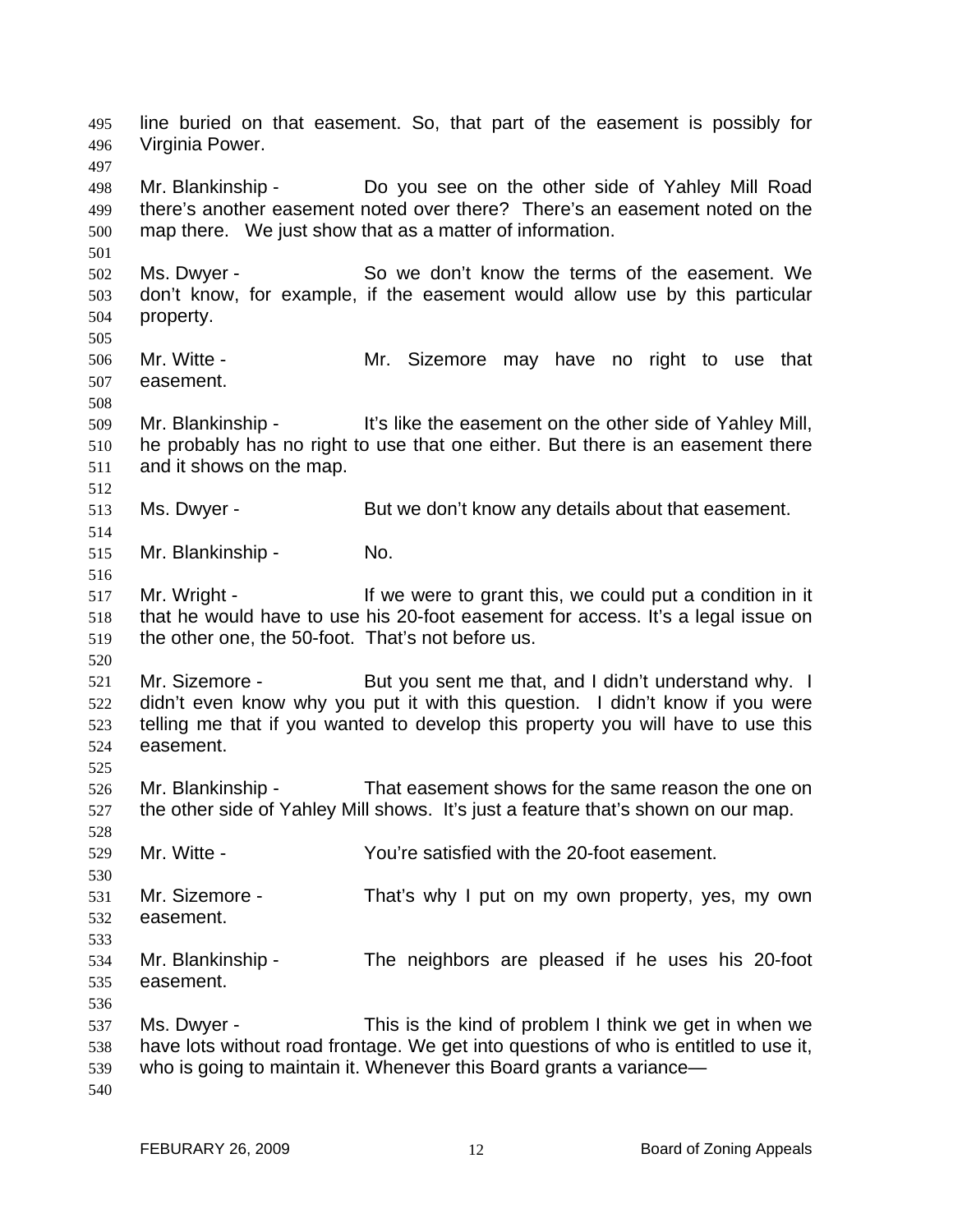line buried on that easement. So, that part of the easement is possibly for Virginia Power.

Mr. Blankinship - Do you see on the other side of Yahley Mill Road there's another easement noted over there? There's an easement noted on the map there. We just show that as a matter of information.

Ms. Dwyer - So we don't know the terms of the easement. We don't know, for example, if the easement would allow use by this particular property.

Mr. Witte - Mr. Sizemore may have no right to use that easement.

Mr. Blankinship - It's like the easement on the other side of Yahley Mill, he probably has no right to use that one either. But there is an easement there and it shows on the map.

Ms. Dwyer - But we don't know any details about that easement.

Mr. Blankinship - No.

Mr. Wright - If we were to grant this, we could put a condition in it that he would have to use his 20-foot easement for access. It's a legal issue on the other one, the 50-foot. That's not before us.

Mr. Sizemore - But you sent me that, and I didn't understand why. I didn't even know why you put it with this question. I didn't know if you were telling me that if you wanted to develop this property you will have to use this easement.

Mr. Blankinship - That easement shows for the same reason the one on the other side of Yahley Mill shows. It's just a feature that's shown on our map.

Mr. Witte - You're satisfied with the 20-foot easement.

Mr. Sizemore - That's why I put on my own property, yes, my own easement.

Mr. Blankinship - The neighbors are pleased if he uses his 20-foot easement.

Ms. Dwyer - This is the kind of problem I think we get in when we have lots without road frontage. We get into questions of who is entitled to use it, who is going to maintain it. Whenever this Board grants a variance—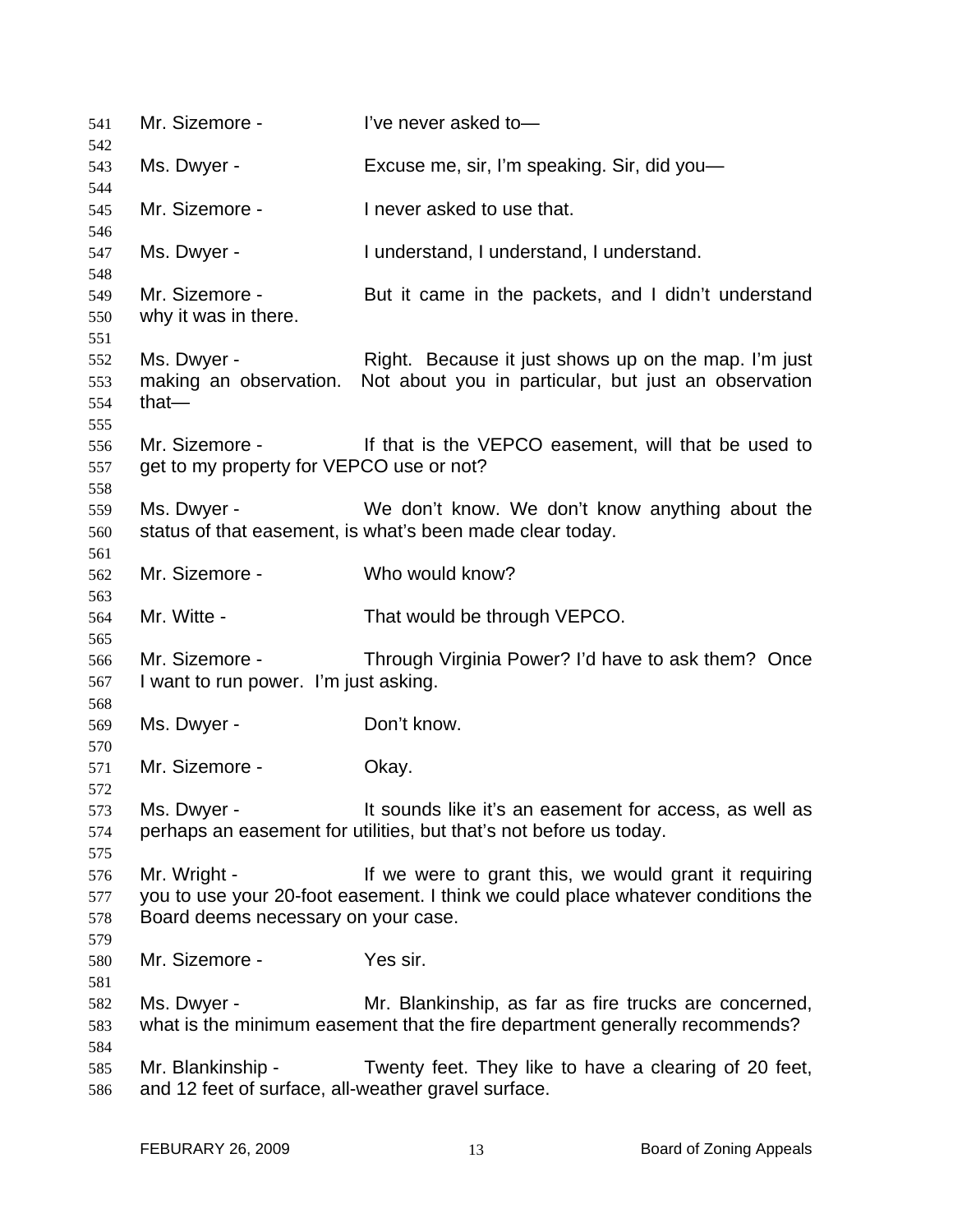Mr. Sizemore - I've never asked to—

Ms. Dwyer - Excuse me, sir, I'm speaking. Sir, did you—

Mr. Sizemore - I never asked to use that.

Ms. Dwyer - I understand, I understand, I understand.

Mr. Sizemore - But it came in the packets, and I didn't understand why it was in there.

Ms. Dwyer - Right. Because it just shows up on the map. I'm just making an observation. Not about you in particular, but just an observation that—

Mr. Sizemore - If that is the VEPCO easement, will that be used to get to my property for VEPCO use or not?

Ms. Dwyer - We don't know. We don't know anything about the status of that easement, is what's been made clear today.

Mr. Sizemore - Who would know?

Mr. Witte - That would be through VEPCO.

Mr. Sizemore - Through Virginia Power? I'd have to ask them? Once I want to run power. I'm just asking.

Ms. Dwyer - Don't know.

Mr. Sizemore - Okay.

Ms. Dwyer - It sounds like it's an easement for access, as well as perhaps an easement for utilities, but that's not before us today.

Mr. Wright - If we were to grant this, we would grant it requiring you to use your 20-foot easement. I think we could place whatever conditions the Board deems necessary on your case.

Mr. Sizemore - Yes sir.

Ms. Dwyer - Mr. Blankinship, as far as fire trucks are concerned, what is the minimum easement that the fire department generally recommends?

Mr. Blankinship - Twenty feet. They like to have a clearing of 20 feet, and 12 feet of surface, all-weather gravel surface.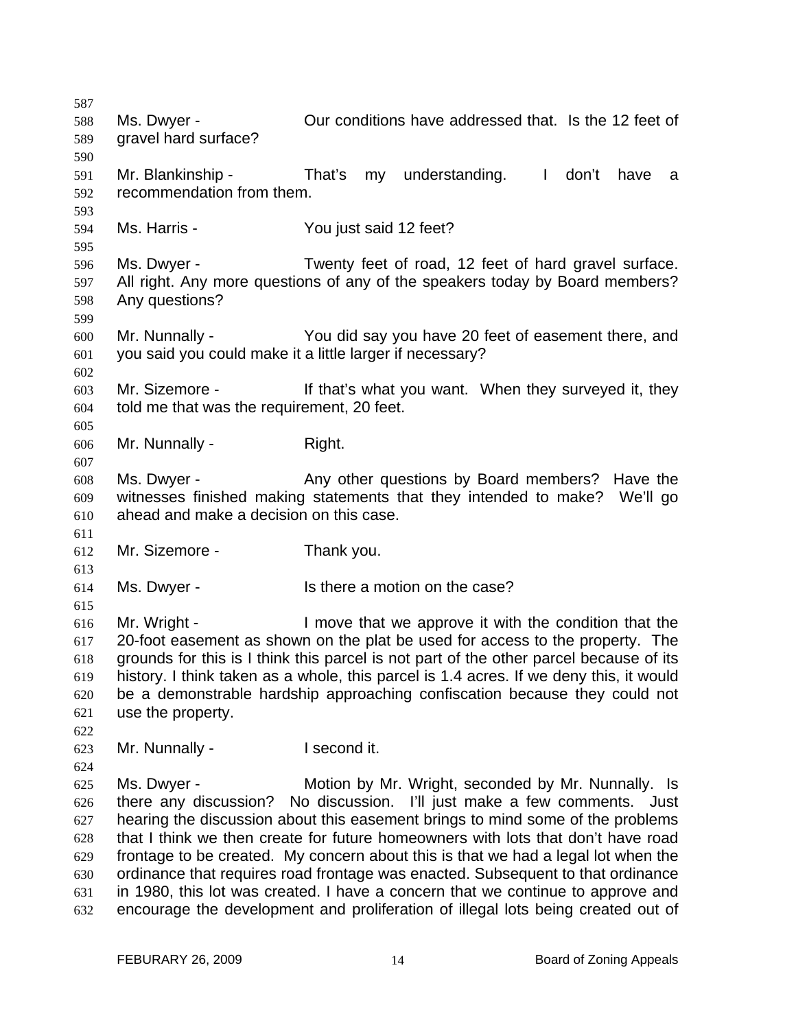Ms. Dwyer - Our conditions have addressed that. Is the 12 feet of gravel hard surface?

Mr. Blankinship - That's my understanding. I don't have a recommendation from them.

Ms. Harris - You just said 12 feet?

Ms. Dwyer - Twenty feet of road, 12 feet of hard gravel surface. All right. Any more questions of any of the speakers today by Board members? Any questions?

Mr. Nunnally - You did say you have 20 feet of easement there, and you said you could make it a little larger if necessary?

Mr. Sizemore - If that's what you want. When they surveyed it, they told me that was the requirement, 20 feet.

Mr. Nunnally - Right.

Ms. Dwyer - Any other questions by Board members? Have the witnesses finished making statements that they intended to make? We'll go ahead and make a decision on this case.

Mr. Sizemore - Thank you.

Ms. Dwyer - Is there a motion on the case?

Mr. Wright - I move that we approve it with the condition that the 20-foot easement as shown on the plat be used for access to the property. The grounds for this is I think this parcel is not part of the other parcel because of its history. I think taken as a whole, this parcel is 1.4 acres. If we deny this, it would be a demonstrable hardship approaching confiscation because they could not use the property.

Mr. Nunnally - I second it.

Ms. Dwyer - Motion by Mr. Wright, seconded by Mr. Nunnally. Is there any discussion? No discussion. I'll just make a few comments. Just hearing the discussion about this easement brings to mind some of the problems that I think we then create for future homeowners with lots that don't have road frontage to be created. My concern about this is that we had a legal lot when the ordinance that requires road frontage was enacted. Subsequent to that ordinance in 1980, this lot was created. I have a concern that we continue to approve and encourage the development and proliferation of illegal lots being created out of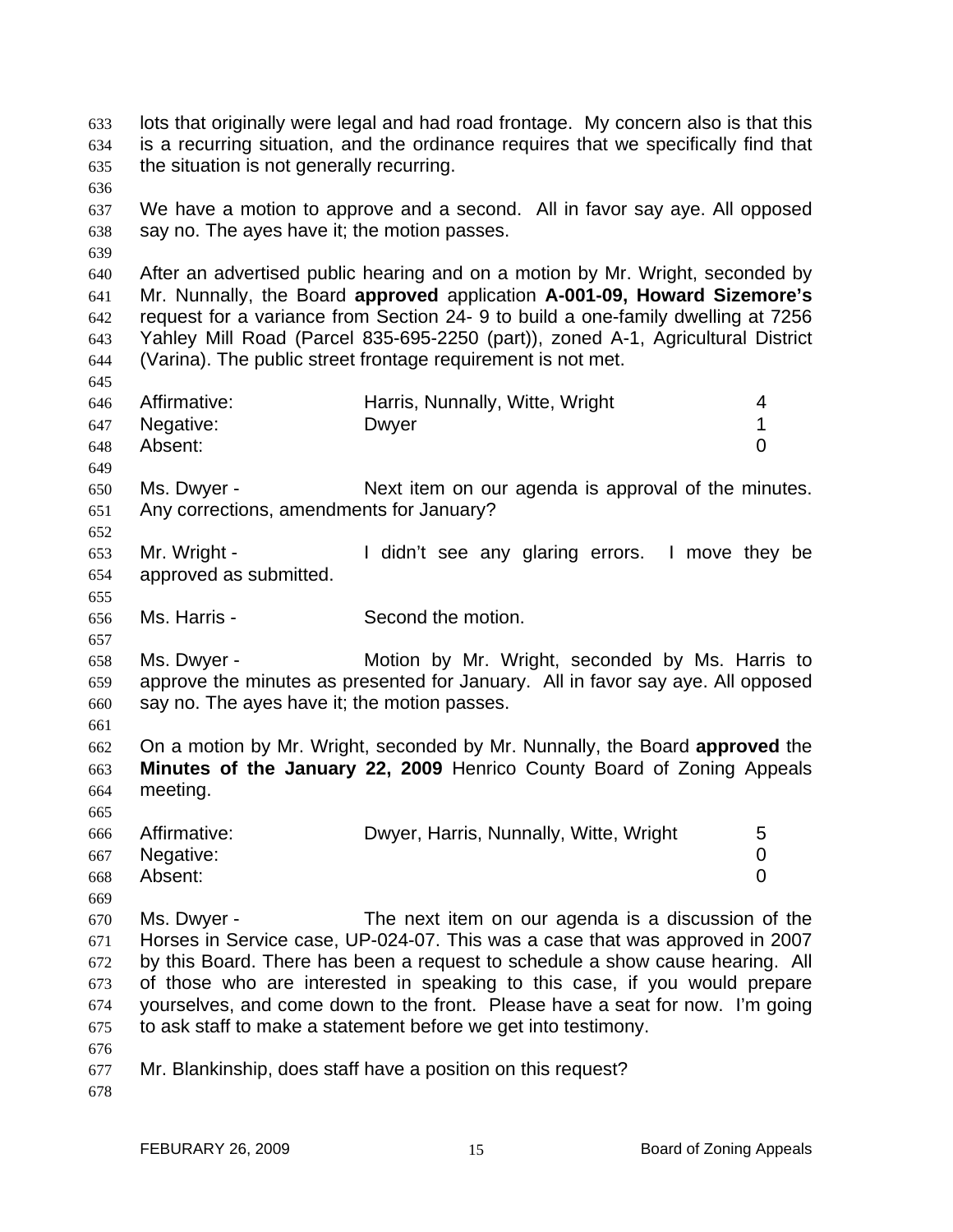lots that originally were legal and had road frontage. My concern also is that this is a recurring situation, and the ordinance requires that we specifically find that the situation is not generally recurring.

We have a motion to approve and a second. All in favor say aye. All opposed say no. The ayes have it; the motion passes.

After an advertised public hearing and on a motion by Mr. Wright, seconded by Mr. Nunnally, the Board **approved** application **A-001-09, Howard Sizemore's** request for a variance from Section 24- 9 to build a one-family dwelling at 7256 Yahley Mill Road (Parcel 835-695-2250 (part)), zoned A-1, Agricultural District (Varina). The public street frontage requirement is not met.

| | | |
|---|---|---|
| Affirmative: | Harris, Nunnally, Witte, Wright | 4 |
| Negative: | Dwyer | 1 |
| Absent: | | 0 |

Ms. Dwyer - Next item on our agenda is approval of the minutes. Any corrections, amendments for January?

Mr. Wright - I didn't see any glaring errors. I move they be approved as submitted.

Ms. Harris - Second the motion.

Ms. Dwyer - Motion by Mr. Wright, seconded by Ms. Harris to approve the minutes as presented for January. All in favor say aye. All opposed say no. The ayes have it; the motion passes.

On a motion by Mr. Wright, seconded by Mr. Nunnally, the Board **approved** the **Minutes of the January 22, 2009** Henrico County Board of Zoning Appeals meeting.

| | | |
|---|---|---|
| Affirmative: | Dwyer, Harris, Nunnally, Witte, Wright | 5 |
| Negative: | | 0 |
| Absent: | | 0 |

Ms. Dwyer - The next item on our agenda is a discussion of the Horses in Service case, UP-024-07. This was a case that was approved in 2007 by this Board. There has been a request to schedule a show cause hearing. All of those who are interested in speaking to this case, if you would prepare yourselves, and come down to the front. Please have a seat for now. I'm going to ask staff to make a statement before we get into testimony.

Mr. Blankinship, does staff have a position on this request?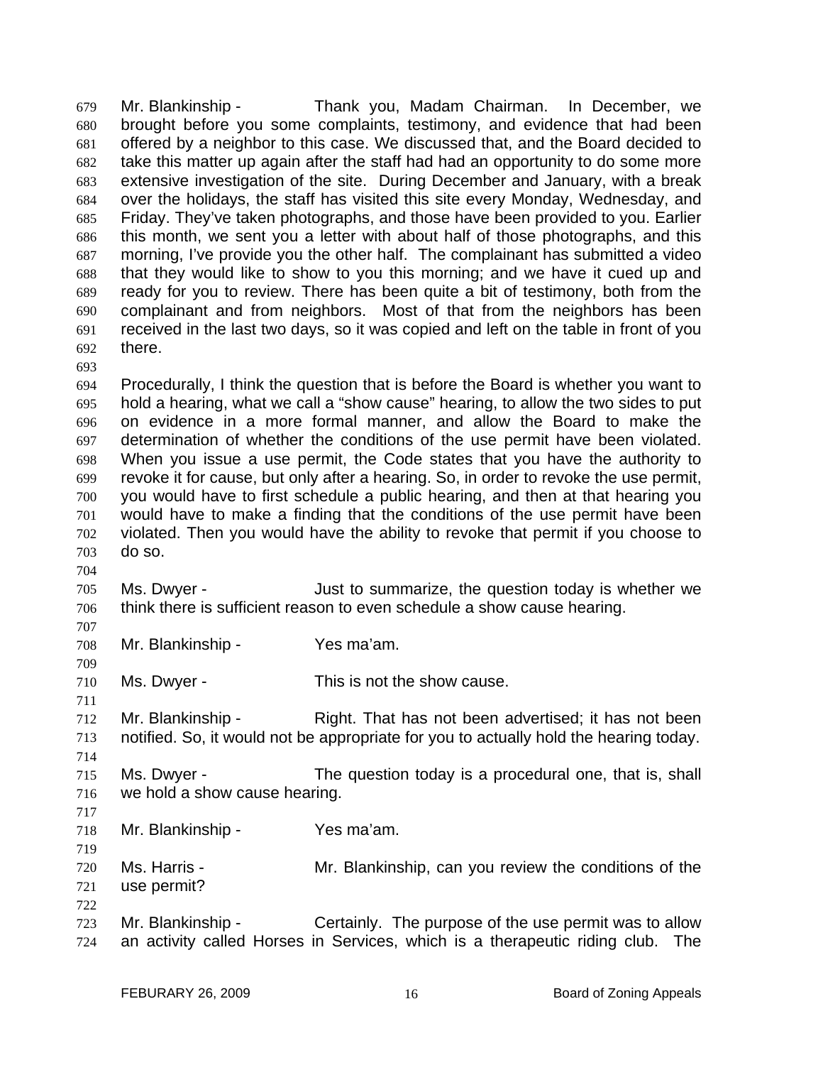679 Mr. Blankinship - Thank you, Madam Chairman. In December, we
680 brought before you some complaints, testimony, and evidence that had been
681 offered by a neighbor to this case. We discussed that, and the Board decided to
682 take this matter up again after the staff had had an opportunity to do some more
683 extensive investigation of the site. During December and January, with a break
684 over the holidays, the staff has visited this site every Monday, Wednesday, and
685 Friday. They've taken photographs, and those have been provided to you. Earlier
686 this month, we sent you a letter with about half of those photographs, and this
687 morning, I've provide you the other half. The complainant has submitted a video
688 that they would like to show to you this morning; and we have it cued up and
689 ready for you to review. There has been quite a bit of testimony, both from the
690 complainant and from neighbors. Most of that from the neighbors has been
691 received in the last two days, so it was copied and left on the table in front of you
692 there.
693
694 Procedurally, I think the question that is before the Board is whether you want to
695 hold a hearing, what we call a "show cause" hearing, to allow the two sides to put
696 on evidence in a more formal manner, and allow the Board to make the
697 determination of whether the conditions of the use permit have been violated.
698 When you issue a use permit, the Code states that you have the authority to
699 revoke it for cause, but only after a hearing. So, in order to revoke the use permit,
700 you would have to first schedule a public hearing, and then at that hearing you
701 would have to make a finding that the conditions of the use permit have been
702 violated. Then you would have the ability to revoke that permit if you choose to
703 do so.
704
705 Ms. Dwyer - Just to summarize, the question today is whether we
706 think there is sufficient reason to even schedule a show cause hearing.
707
708 Mr. Blankinship - Yes ma'am.
709
710 Ms. Dwyer - This is not the show cause.
711
712 Mr. Blankinship - Right. That has not been advertised; it has not been
713 notified. So, it would not be appropriate for you to actually hold the hearing today.
714
715 Ms. Dwyer - The question today is a procedural one, that is, shall
716 we hold a show cause hearing.
717
718 Mr. Blankinship - Yes ma'am.
719
720 Ms. Harris - Mr. Blankinship, can you review the conditions of the
721 use permit?
722
723 Mr. Blankinship - Certainly. The purpose of the use permit was to allow
724 an activity called Horses in Services, which is a therapeutic riding club. The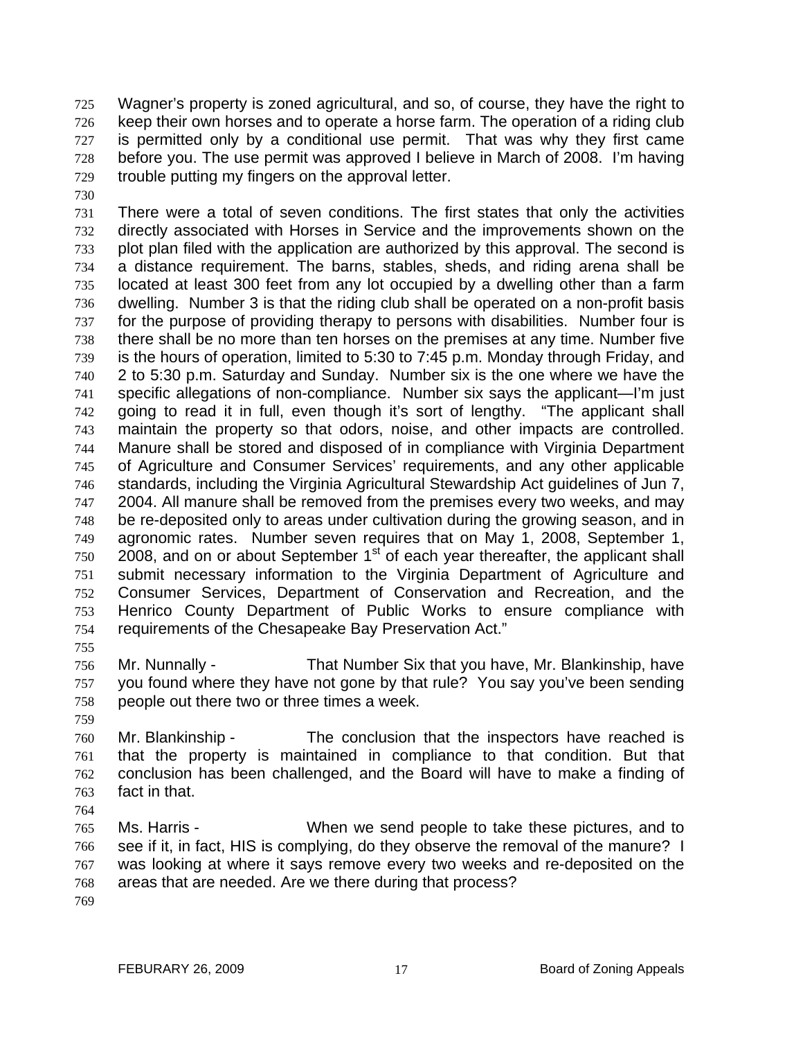Wagner's property is zoned agricultural, and so, of course, they have the right to keep their own horses and to operate a horse farm. The operation of a riding club is permitted only by a conditional use permit. That was why they first came before you. The use permit was approved I believe in March of 2008. I'm having trouble putting my fingers on the approval letter.

There were a total of seven conditions. The first states that only the activities directly associated with Horses in Service and the improvements shown on the plot plan filed with the application are authorized by this approval. The second is a distance requirement. The barns, stables, sheds, and riding arena shall be located at least 300 feet from any lot occupied by a dwelling other than a farm dwelling. Number 3 is that the riding club shall be operated on a non-profit basis for the purpose of providing therapy to persons with disabilities. Number four is there shall be no more than ten horses on the premises at any time. Number five is the hours of operation, limited to 5:30 to 7:45 p.m. Monday through Friday, and 2 to 5:30 p.m. Saturday and Sunday. Number six is the one where we have the specific allegations of non-compliance. Number six says the applicant—I'm just going to read it in full, even though it's sort of lengthy. "The applicant shall maintain the property so that odors, noise, and other impacts are controlled. Manure shall be stored and disposed of in compliance with Virginia Department of Agriculture and Consumer Services' requirements, and any other applicable standards, including the Virginia Agricultural Stewardship Act guidelines of Jun 7, 2004. All manure shall be removed from the premises every two weeks, and may be re-deposited only to areas under cultivation during the growing season, and in agronomic rates. Number seven requires that on May 1, 2008, September 1, 2008, and on or about September 1st of each year thereafter, the applicant shall submit necessary information to the Virginia Department of Agriculture and Consumer Services, Department of Conservation and Recreation, and the Henrico County Department of Public Works to ensure compliance with requirements of the Chesapeake Bay Preservation Act."

Mr. Nunnally - That Number Six that you have, Mr. Blankinship, have you found where they have not gone by that rule? You say you've been sending people out there two or three times a week.

Mr. Blankinship - The conclusion that the inspectors have reached is that the property is maintained in compliance to that condition. But that conclusion has been challenged, and the Board will have to make a finding of fact in that.

Ms. Harris - When we send people to take these pictures, and to see if it, in fact, HIS is complying, do they observe the removal of the manure? I was looking at where it says remove every two weeks and re-deposited on the areas that are needed. Are we there during that process?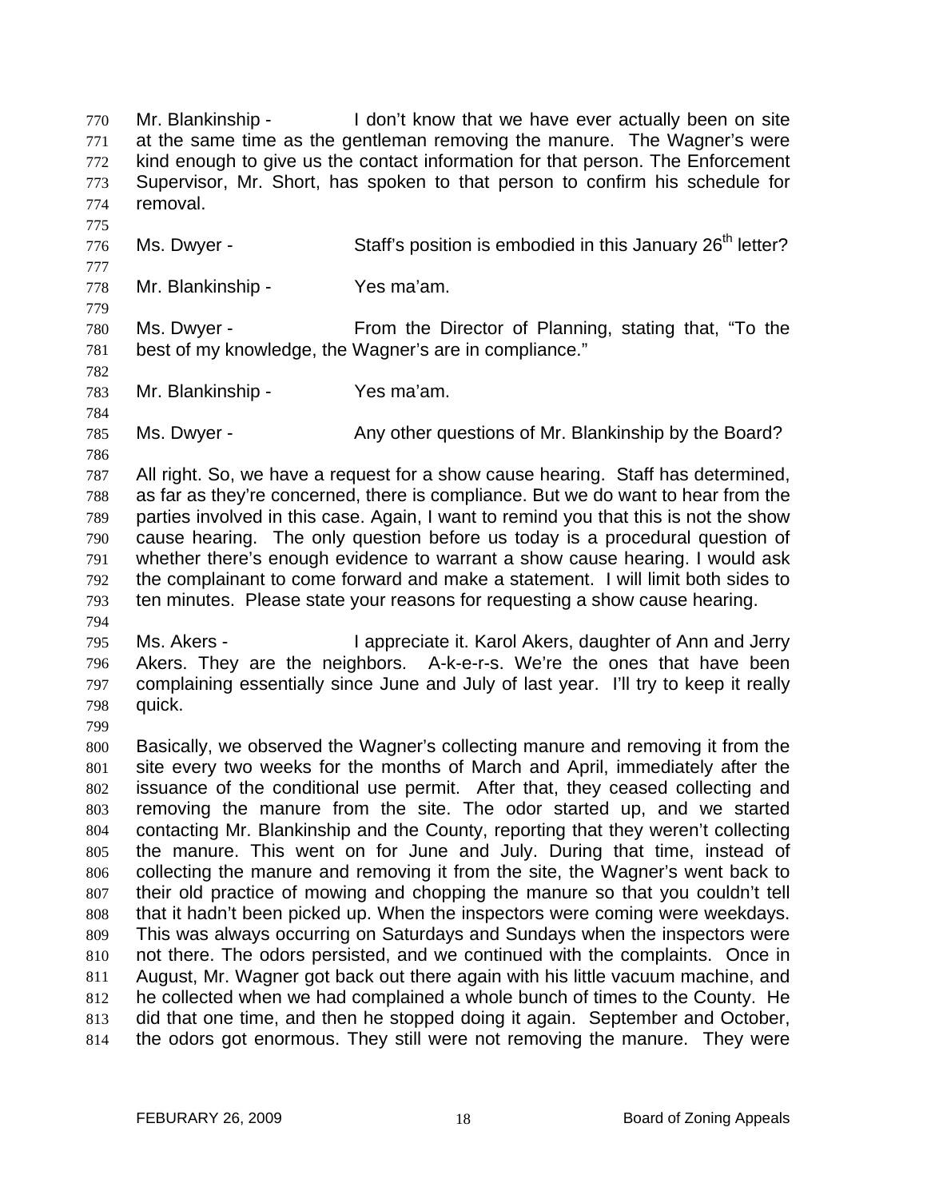Mr. Blankinship - I don't know that we have ever actually been on site at the same time as the gentleman removing the manure. The Wagner's were kind enough to give us the contact information for that person. The Enforcement Supervisor, Mr. Short, has spoken to that person to confirm his schedule for removal.

Ms. Dwyer - Staff's position is embodied in this January 26th letter?

Mr. Blankinship - Yes ma'am.

Ms. Dwyer - From the Director of Planning, stating that, "To the best of my knowledge, the Wagner's are in compliance."

Mr. Blankinship - Yes ma'am.

Ms. Dwyer - Any other questions of Mr. Blankinship by the Board?

All right. So, we have a request for a show cause hearing. Staff has determined, as far as they're concerned, there is compliance. But we do want to hear from the parties involved in this case. Again, I want to remind you that this is not the show cause hearing. The only question before us today is a procedural question of whether there's enough evidence to warrant a show cause hearing. I would ask the complainant to come forward and make a statement. I will limit both sides to ten minutes. Please state your reasons for requesting a show cause hearing.

Ms. Akers - I appreciate it. Karol Akers, daughter of Ann and Jerry Akers. They are the neighbors. A-k-e-r-s. We're the ones that have been complaining essentially since June and July of last year. I'll try to keep it really quick.

Basically, we observed the Wagner's collecting manure and removing it from the site every two weeks for the months of March and April, immediately after the issuance of the conditional use permit. After that, they ceased collecting and removing the manure from the site. The odor started up, and we started contacting Mr. Blankinship and the County, reporting that they weren't collecting the manure. This went on for June and July. During that time, instead of collecting the manure and removing it from the site, the Wagner's went back to their old practice of mowing and chopping the manure so that you couldn't tell that it hadn't been picked up. When the inspectors were coming were weekdays. This was always occurring on Saturdays and Sundays when the inspectors were not there. The odors persisted, and we continued with the complaints. Once in August, Mr. Wagner got back out there again with his little vacuum machine, and he collected when we had complained a whole bunch of times to the County. He did that one time, and then he stopped doing it again. September and October, the odors got enormous. They still were not removing the manure. They were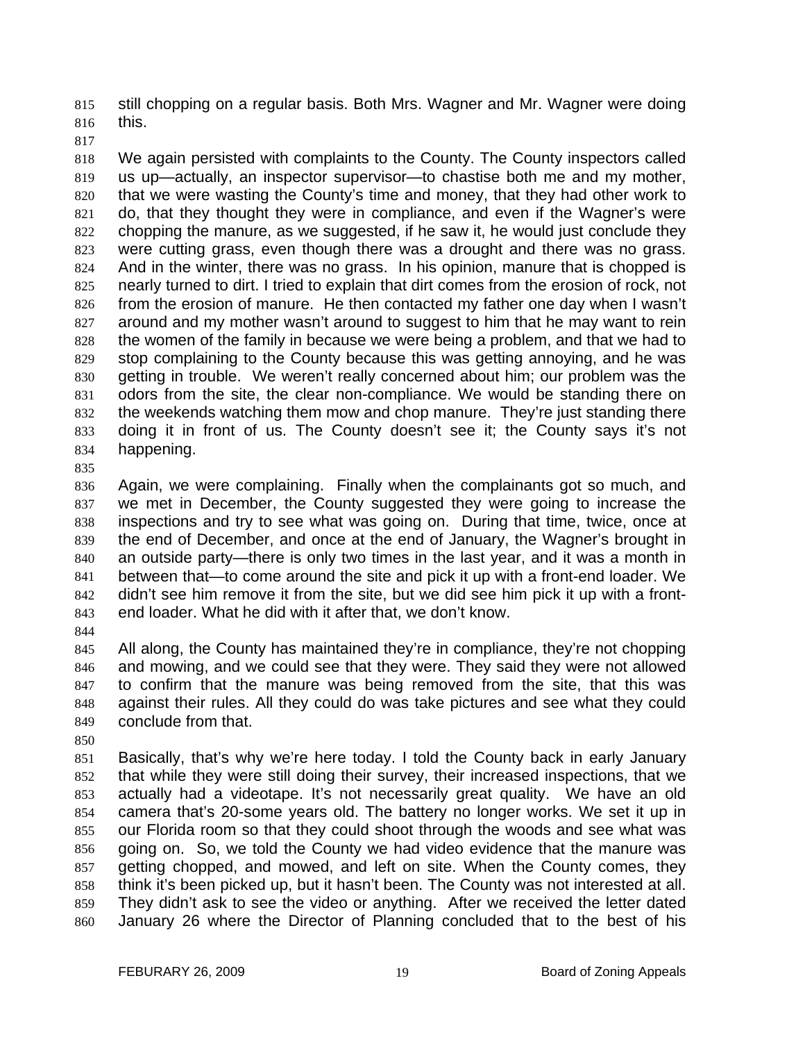still chopping on a regular basis. Both Mrs. Wagner and Mr. Wagner were doing this.

We again persisted with complaints to the County. The County inspectors called us up—actually, an inspector supervisor—to chastise both me and my mother, that we were wasting the County's time and money, that they had other work to do, that they thought they were in compliance, and even if the Wagner's were chopping the manure, as we suggested, if he saw it, he would just conclude they were cutting grass, even though there was a drought and there was no grass. And in the winter, there was no grass. In his opinion, manure that is chopped is nearly turned to dirt. I tried to explain that dirt comes from the erosion of rock, not from the erosion of manure. He then contacted my father one day when I wasn't around and my mother wasn't around to suggest to him that he may want to rein the women of the family in because we were being a problem, and that we had to stop complaining to the County because this was getting annoying, and he was getting in trouble. We weren't really concerned about him; our problem was the odors from the site, the clear non-compliance. We would be standing there on the weekends watching them mow and chop manure. They're just standing there doing it in front of us. The County doesn't see it; the County says it's not happening.

Again, we were complaining. Finally when the complainants got so much, and we met in December, the County suggested they were going to increase the inspections and try to see what was going on. During that time, twice, once at the end of December, and once at the end of January, the Wagner's brought in an outside party—there is only two times in the last year, and it was a month in between that—to come around the site and pick it up with a front-end loader. We didn't see him remove it from the site, but we did see him pick it up with a front-end loader. What he did with it after that, we don't know.

All along, the County has maintained they're in compliance, they're not chopping and mowing, and we could see that they were. They said they were not allowed to confirm that the manure was being removed from the site, that this was against their rules. All they could do was take pictures and see what they could conclude from that.

Basically, that's why we're here today. I told the County back in early January that while they were still doing their survey, their increased inspections, that we actually had a videotape. It's not necessarily great quality. We have an old camera that's 20-some years old. The battery no longer works. We set it up in our Florida room so that they could shoot through the woods and see what was going on. So, we told the County we had video evidence that the manure was getting chopped, and mowed, and left on site. When the County comes, they think it's been picked up, but it hasn't been. The County was not interested at all. They didn't ask to see the video or anything. After we received the letter dated January 26 where the Director of Planning concluded that to the best of his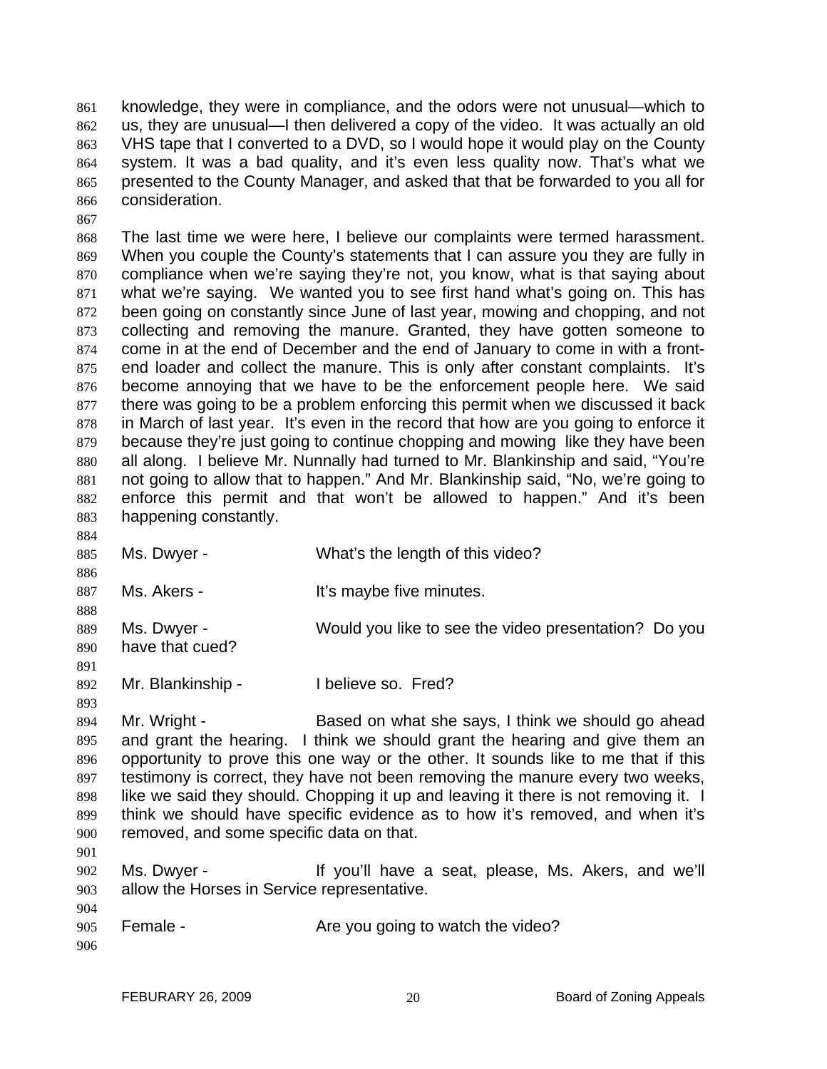knowledge, they were in compliance, and the odors were not unusual—which to us, they are unusual—I then delivered a copy of the video. It was actually an old VHS tape that I converted to a DVD, so I would hope it would play on the County system. It was a bad quality, and it's even less quality now. That's what we presented to the County Manager, and asked that that be forwarded to you all for consideration.

The last time we were here, I believe our complaints were termed harassment. When you couple the County's statements that I can assure you they are fully in compliance when we're saying they're not, you know, what is that saying about what we're saying. We wanted you to see first hand what's going on. This has been going on constantly since June of last year, mowing and chopping, and not collecting and removing the manure. Granted, they have gotten someone to come in at the end of December and the end of January to come in with a front-end loader and collect the manure. This is only after constant complaints. It's become annoying that we have to be the enforcement people here. We said there was going to be a problem enforcing this permit when we discussed it back in March of last year. It's even in the record that how are you going to enforce it because they're just going to continue chopping and mowing like they have been all along. I believe Mr. Nunnally had turned to Mr. Blankinship and said, "You're not going to allow that to happen." And Mr. Blankinship said, "No, we're going to enforce this permit and that won't be allowed to happen." And it's been happening constantly.

Ms. Dwyer - What's the length of this video?

Ms. Akers - It's maybe five minutes.

Ms. Dwyer - Would you like to see the video presentation? Do you have that cued?

Mr. Blankinship - I believe so. Fred?

Mr. Wright - Based on what she says, I think we should go ahead and grant the hearing. I think we should grant the hearing and give them an opportunity to prove this one way or the other. It sounds like to me that if this testimony is correct, they have not been removing the manure every two weeks, like we said they should. Chopping it up and leaving it there is not removing it. I think we should have specific evidence as to how it's removed, and when it's removed, and some specific data on that.

Ms. Dwyer - If you'll have a seat, please, Ms. Akers, and we'll allow the Horses in Service representative.

Female - Are you going to watch the video?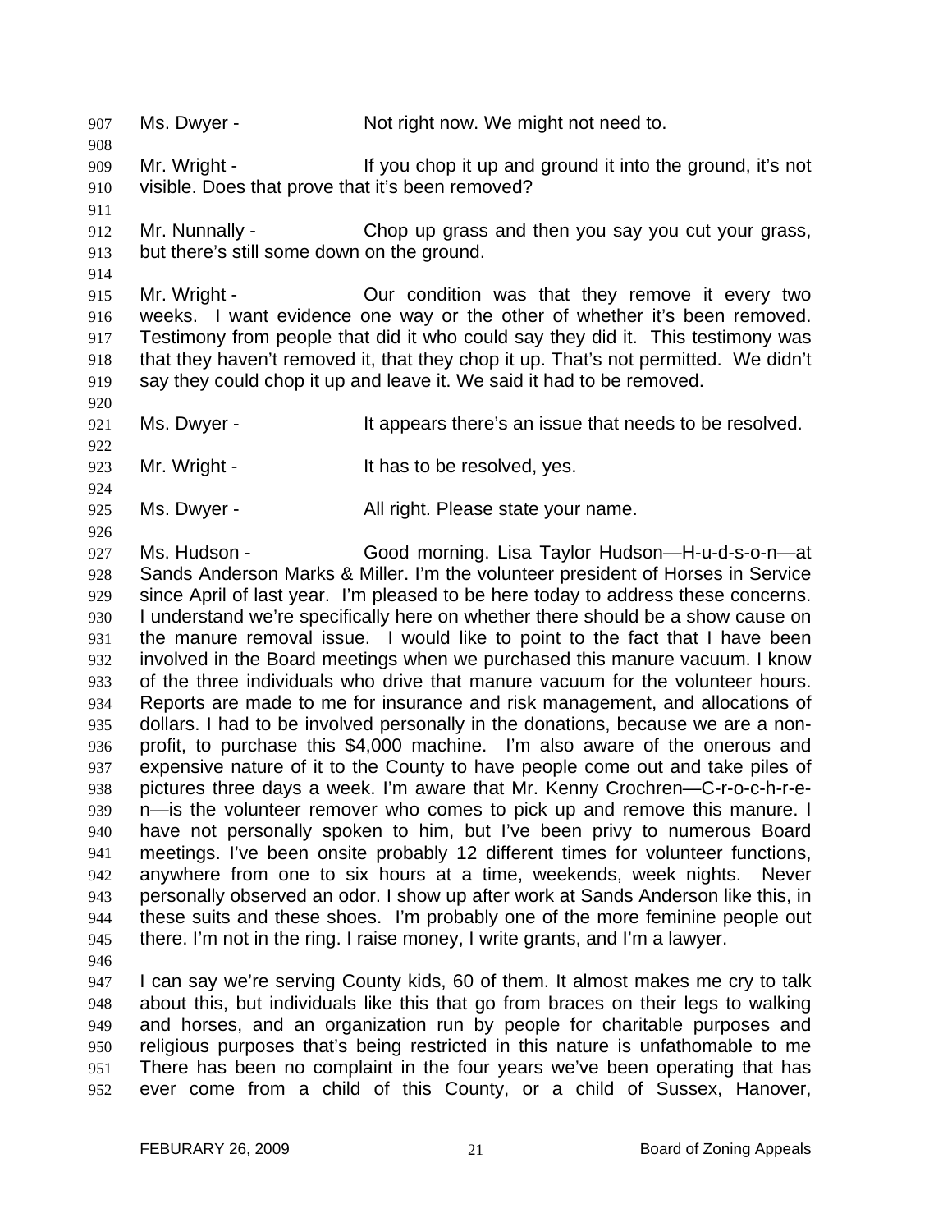Ms. Dwyer - Not right now. We might not need to.

Mr. Wright - If you chop it up and ground it into the ground, it's not visible. Does that prove that it's been removed?

Mr. Nunnally - Chop up grass and then you say you cut your grass, but there's still some down on the ground.

Mr. Wright - Our condition was that they remove it every two weeks. I want evidence one way or the other of whether it's been removed. Testimony from people that did it who could say they did it. This testimony was that they haven't removed it, that they chop it up. That's not permitted. We didn't say they could chop it up and leave it. We said it had to be removed.

Ms. Dwyer - It appears there's an issue that needs to be resolved.

Mr. Wright - It has to be resolved, yes.

Ms. Dwyer - All right. Please state your name.

Ms. Hudson - Good morning. Lisa Taylor Hudson—H-u-d-s-o-n—at Sands Anderson Marks & Miller. I'm the volunteer president of Horses in Service since April of last year. I'm pleased to be here today to address these concerns. I understand we're specifically here on whether there should be a show cause on the manure removal issue. I would like to point to the fact that I have been involved in the Board meetings when we purchased this manure vacuum. I know of the three individuals who drive that manure vacuum for the volunteer hours. Reports are made to me for insurance and risk management, and allocations of dollars. I had to be involved personally in the donations, because we are a non-profit, to purchase this $4,000 machine. I'm also aware of the onerous and expensive nature of it to the County to have people come out and take piles of pictures three days a week. I'm aware that Mr. Kenny Crochren—C-r-o-c-h-r-e-n—is the volunteer remover who comes to pick up and remove this manure. I have not personally spoken to him, but I've been privy to numerous Board meetings. I've been onsite probably 12 different times for volunteer functions, anywhere from one to six hours at a time, weekends, week nights. Never personally observed an odor. I show up after work at Sands Anderson like this, in these suits and these shoes. I'm probably one of the more feminine people out there. I'm not in the ring. I raise money, I write grants, and I'm a lawyer.

I can say we're serving County kids, 60 of them. It almost makes me cry to talk about this, but individuals like this that go from braces on their legs to walking and horses, and an organization run by people for charitable purposes and religious purposes that's being restricted in this nature is unfathomable to me There has been no complaint in the four years we've been operating that has ever come from a child of this County, or a child of Sussex, Hanover,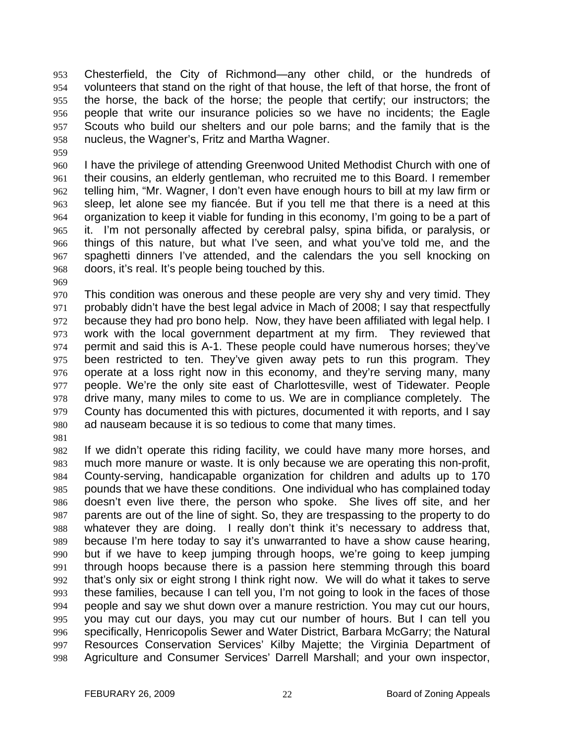Chesterfield, the City of Richmond—any other child, or the hundreds of volunteers that stand on the right of that house, the left of that horse, the front of the horse, the back of the horse; the people that certify; our instructors; the people that write our insurance policies so we have no incidents; the Eagle Scouts who build our shelters and our pole barns; and the family that is the nucleus, the Wagner's, Fritz and Martha Wagner.

I have the privilege of attending Greenwood United Methodist Church with one of their cousins, an elderly gentleman, who recruited me to this Board. I remember telling him, "Mr. Wagner, I don't even have enough hours to bill at my law firm or sleep, let alone see my fiancée. But if you tell me that there is a need at this organization to keep it viable for funding in this economy, I'm going to be a part of it. I'm not personally affected by cerebral palsy, spina bifida, or paralysis, or things of this nature, but what I've seen, and what you've told me, and the spaghetti dinners I've attended, and the calendars the you sell knocking on doors, it's real. It's people being touched by this.

This condition was onerous and these people are very shy and very timid. They probably didn't have the best legal advice in Mach of 2008; I say that respectfully because they had pro bono help. Now, they have been affiliated with legal help. I work with the local government department at my firm. They reviewed that permit and said this is A-1. These people could have numerous horses; they've been restricted to ten. They've given away pets to run this program. They operate at a loss right now in this economy, and they're serving many, many people. We're the only site east of Charlottesville, west of Tidewater. People drive many, many miles to come to us. We are in compliance completely. The County has documented this with pictures, documented it with reports, and I say ad nauseam because it is so tedious to come that many times.

If we didn't operate this riding facility, we could have many more horses, and much more manure or waste. It is only because we are operating this non-profit, County-serving, handicapable organization for children and adults up to 170 pounds that we have these conditions. One individual who has complained today doesn't even live there, the person who spoke. She lives off site, and her parents are out of the line of sight. So, they are trespassing to the property to do whatever they are doing. I really don't think it's necessary to address that, because I'm here today to say it's unwarranted to have a show cause hearing, but if we have to keep jumping through hoops, we're going to keep jumping through hoops because there is a passion here stemming through this board that's only six or eight strong I think right now. We will do what it takes to serve these families, because I can tell you, I'm not going to look in the faces of those people and say we shut down over a manure restriction. You may cut our hours, you may cut our days, you may cut our number of hours. But I can tell you specifically, Henricopolis Sewer and Water District, Barbara McGarry; the Natural Resources Conservation Services' Kilby Majette; the Virginia Department of Agriculture and Consumer Services' Darrell Marshall; and your own inspector,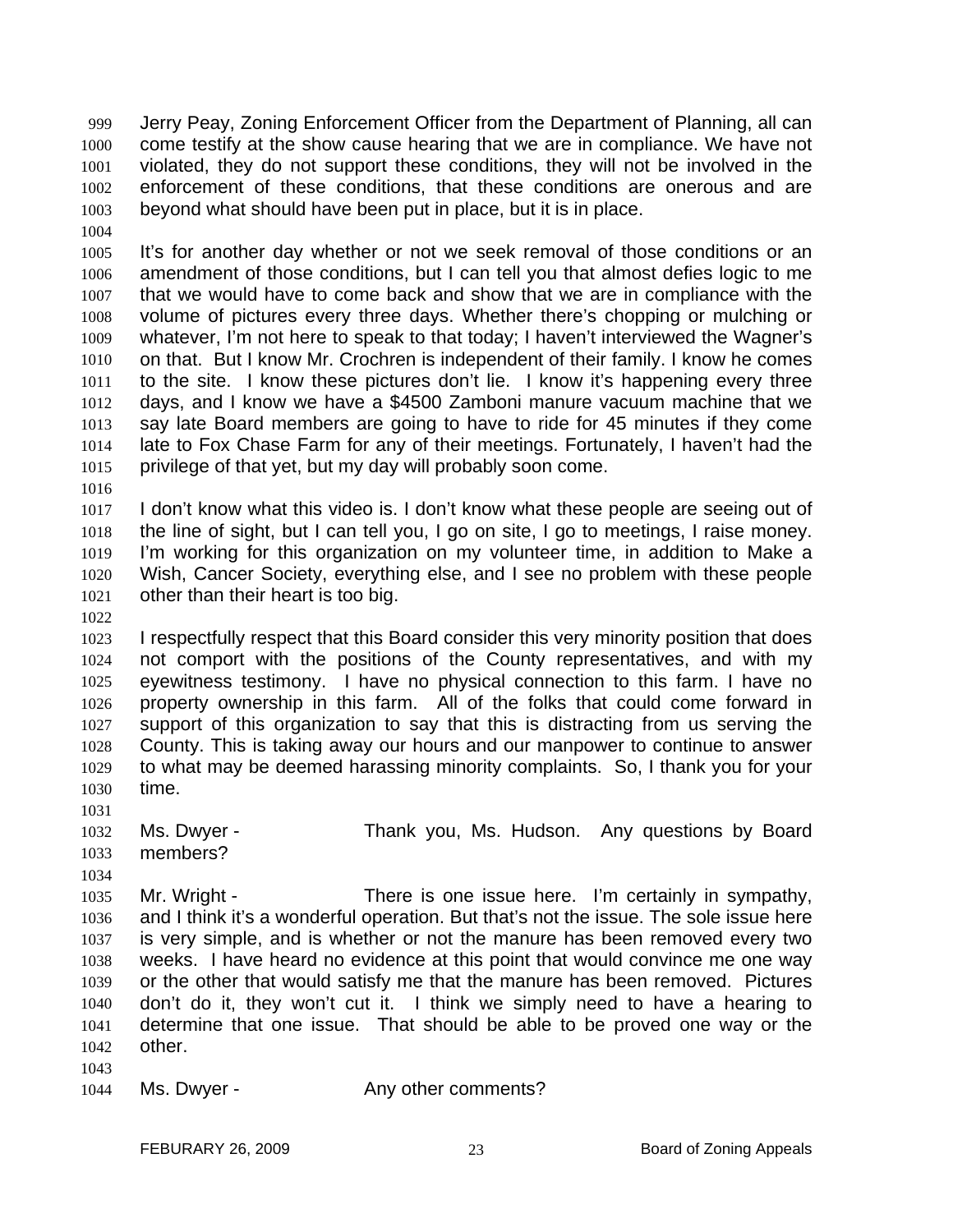Jerry Peay, Zoning Enforcement Officer from the Department of Planning, all can come testify at the show cause hearing that we are in compliance. We have not violated, they do not support these conditions, they will not be involved in the enforcement of these conditions, that these conditions are onerous and are beyond what should have been put in place, but it is in place.

It's for another day whether or not we seek removal of those conditions or an amendment of those conditions, but I can tell you that almost defies logic to me that we would have to come back and show that we are in compliance with the volume of pictures every three days. Whether there's chopping or mulching or whatever, I'm not here to speak to that today; I haven't interviewed the Wagner's on that. But I know Mr. Crochren is independent of their family. I know he comes to the site. I know these pictures don't lie. I know it's happening every three days, and I know we have a $4500 Zamboni manure vacuum machine that we say late Board members are going to have to ride for 45 minutes if they come late to Fox Chase Farm for any of their meetings. Fortunately, I haven't had the privilege of that yet, but my day will probably soon come.

I don't know what this video is. I don't know what these people are seeing out of the line of sight, but I can tell you, I go on site, I go to meetings, I raise money. I'm working for this organization on my volunteer time, in addition to Make a Wish, Cancer Society, everything else, and I see no problem with these people other than their heart is too big.

I respectfully respect that this Board consider this very minority position that does not comport with the positions of the County representatives, and with my eyewitness testimony. I have no physical connection to this farm. I have no property ownership in this farm. All of the folks that could come forward in support of this organization to say that this is distracting from us serving the County. This is taking away our hours and our manpower to continue to answer to what may be deemed harassing minority complaints. So, I thank you for your time.

Ms. Dwyer - Thank you, Ms. Hudson. Any questions by Board members?

Mr. Wright - There is one issue here. I'm certainly in sympathy, and I think it's a wonderful operation. But that's not the issue. The sole issue here is very simple, and is whether or not the manure has been removed every two weeks. I have heard no evidence at this point that would convince me one way or the other that would satisfy me that the manure has been removed. Pictures don't do it, they won't cut it. I think we simply need to have a hearing to determine that one issue. That should be able to be proved one way or the other.

Ms. Dwyer - Any other comments?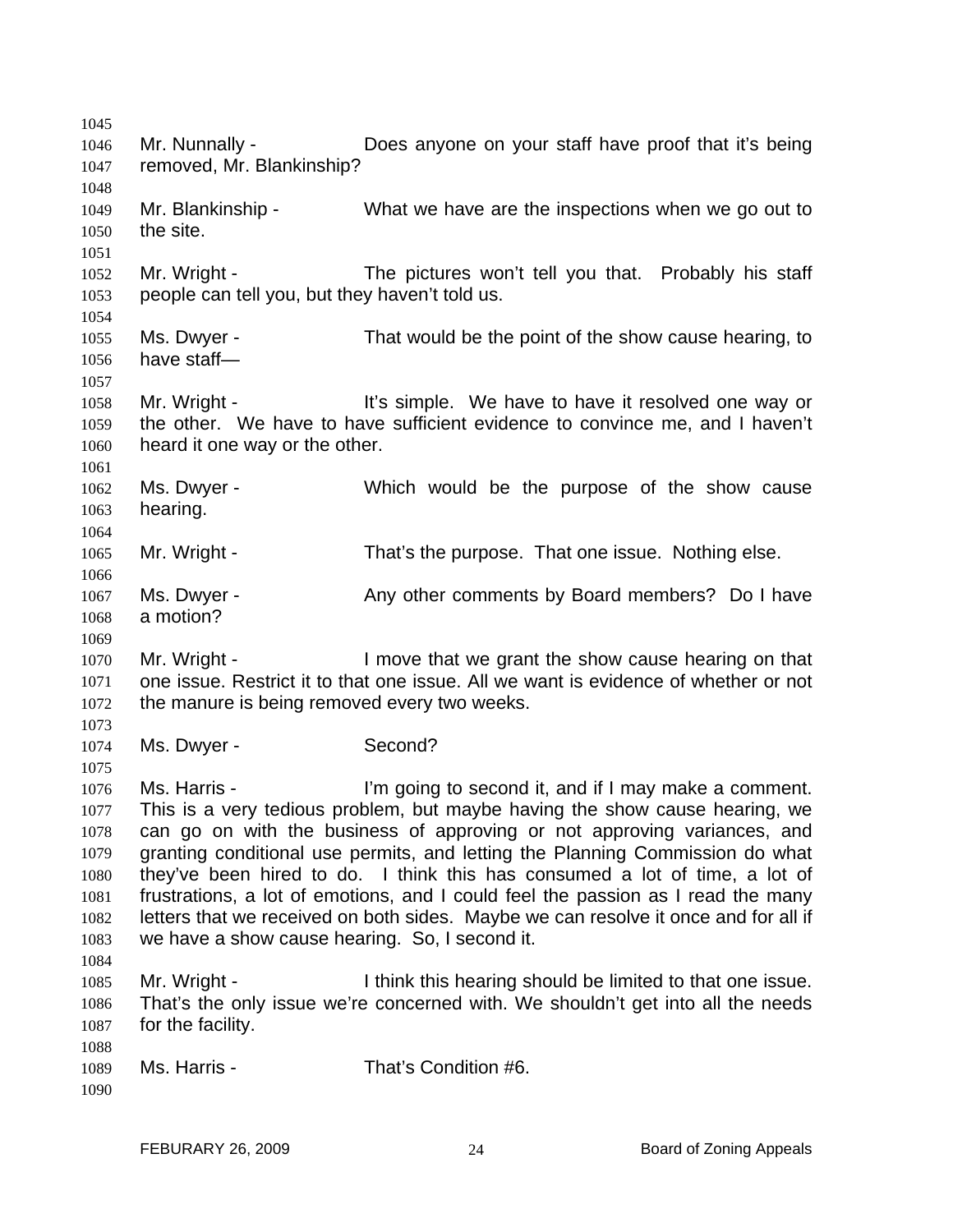Mr. Nunnally - Does anyone on your staff have proof that it's being removed, Mr. Blankinship?

Mr. Blankinship - What we have are the inspections when we go out to the site.

Mr. Wright - The pictures won't tell you that. Probably his staff people can tell you, but they haven't told us.

Ms. Dwyer - That would be the point of the show cause hearing, to have staff—

Mr. Wright - It's simple. We have to have it resolved one way or the other. We have to have sufficient evidence to convince me, and I haven't heard it one way or the other.

Ms. Dwyer - Which would be the purpose of the show cause hearing.

Mr. Wright - That's the purpose. That one issue. Nothing else.

Ms. Dwyer - Any other comments by Board members? Do I have a motion?

Mr. Wright - I move that we grant the show cause hearing on that one issue. Restrict it to that one issue. All we want is evidence of whether or not the manure is being removed every two weeks.

Ms. Dwyer - Second?

Ms. Harris - I'm going to second it, and if I may make a comment. This is a very tedious problem, but maybe having the show cause hearing, we can go on with the business of approving or not approving variances, and granting conditional use permits, and letting the Planning Commission do what they've been hired to do. I think this has consumed a lot of time, a lot of frustrations, a lot of emotions, and I could feel the passion as I read the many letters that we received on both sides. Maybe we can resolve it once and for all if we have a show cause hearing. So, I second it.

Mr. Wright - I think this hearing should be limited to that one issue. That's the only issue we're concerned with. We shouldn't get into all the needs for the facility.

Ms. Harris - That's Condition #6.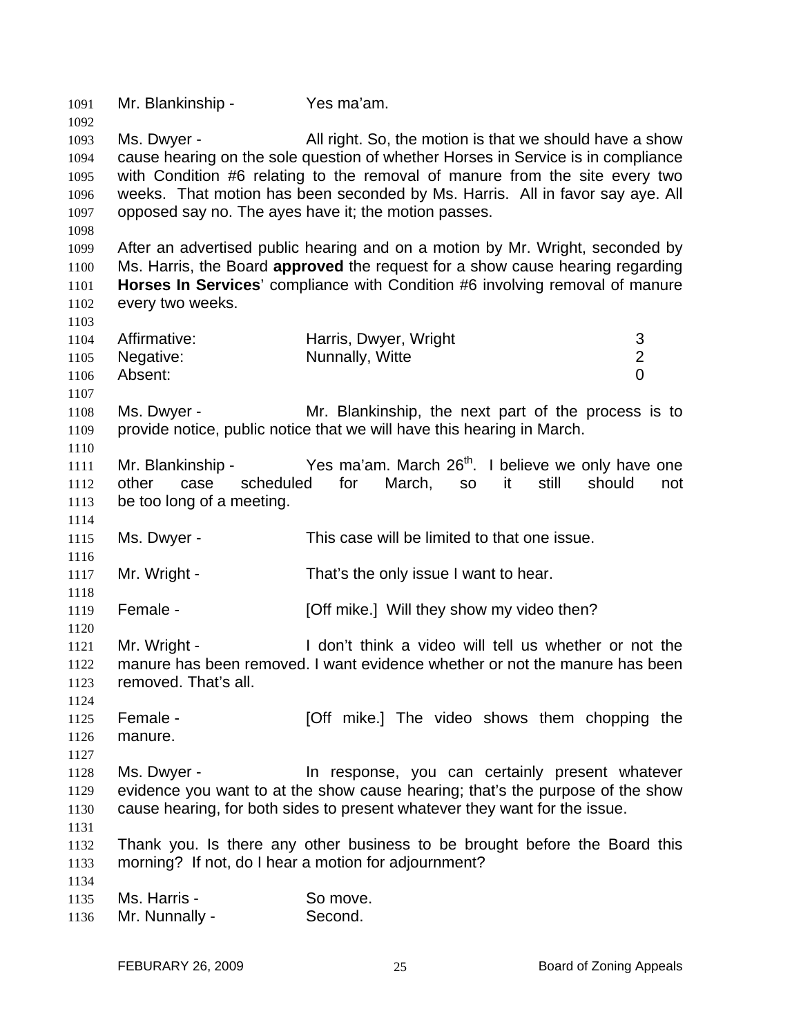Mr. Blankinship - Yes ma'am.

Ms. Dwyer - All right. So, the motion is that we should have a show cause hearing on the sole question of whether Horses in Service is in compliance with Condition #6 relating to the removal of manure from the site every two weeks. That motion has been seconded by Ms. Harris. All in favor say aye. All opposed say no. The ayes have it; the motion passes.

After an advertised public hearing and on a motion by Mr. Wright, seconded by Ms. Harris, the Board **approved** the request for a show cause hearing regarding **Horses In Services**' compliance with Condition #6 involving removal of manure every two weeks.

| | | |
|---|---|---|
| Affirmative: | Harris, Dwyer, Wright | 3 |
| Negative: | Nunnally, Witte | 2 |
| Absent: | | 0 |

Ms. Dwyer - Mr. Blankinship, the next part of the process is to provide notice, public notice that we will have this hearing in March.

Mr. Blankinship - Yes ma'am. March 26th. I believe we only have one other case scheduled for March, so it still should not be too long of a meeting.

Ms. Dwyer - This case will be limited to that one issue.

Mr. Wright - That's the only issue I want to hear.

Female - [Off mike.] Will they show my video then?

Mr. Wright - I don't think a video will tell us whether or not the manure has been removed. I want evidence whether or not the manure has been removed. That's all.

Female - [Off mike.] The video shows them chopping the manure.

Ms. Dwyer - In response, you can certainly present whatever evidence you want to at the show cause hearing; that's the purpose of the show cause hearing, for both sides to present whatever they want for the issue.

Thank you. Is there any other business to be brought before the Board this morning? If not, do I hear a motion for adjournment?

Ms. Harris - So move.
Mr. Nunnally - Second.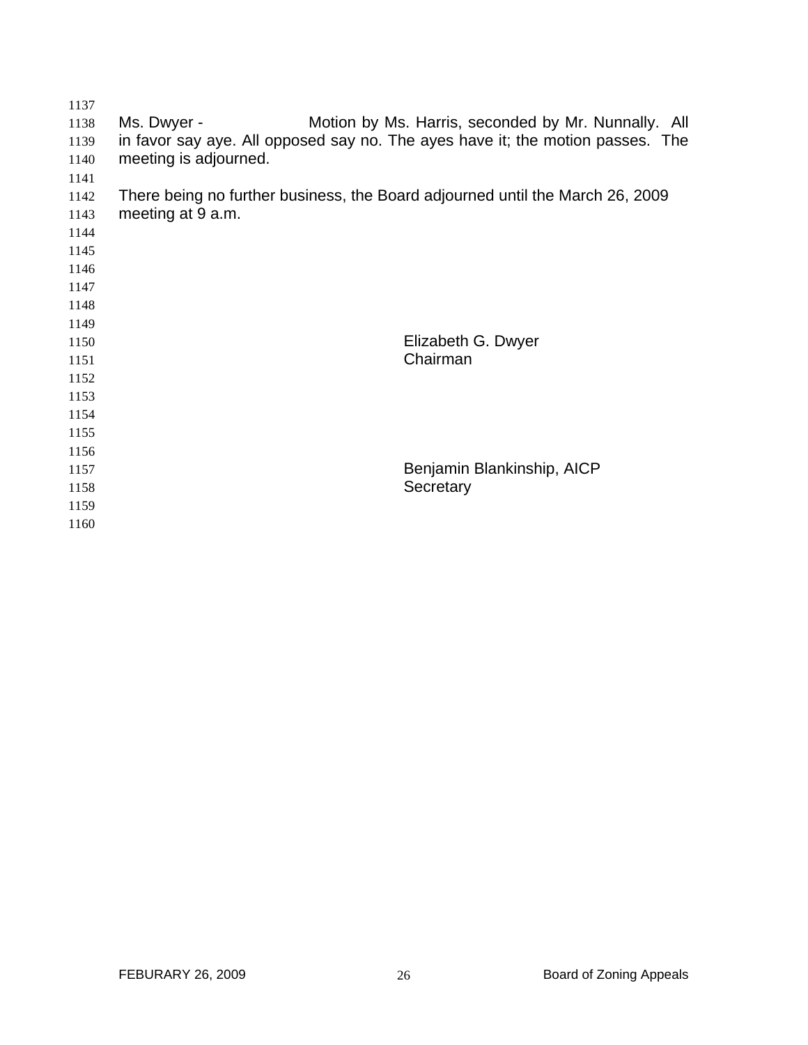Ms. Dwyer - Motion by Ms. Harris, seconded by Mr. Nunnally. All in favor say aye. All opposed say no. The ayes have it; the motion passes. The meeting is adjourned.

There being no further business, the Board adjourned until the March 26, 2009 meeting at 9 a.m.

Elizabeth G. Dwyer
Chairman

Benjamin Blankinship, AICP
Secretary